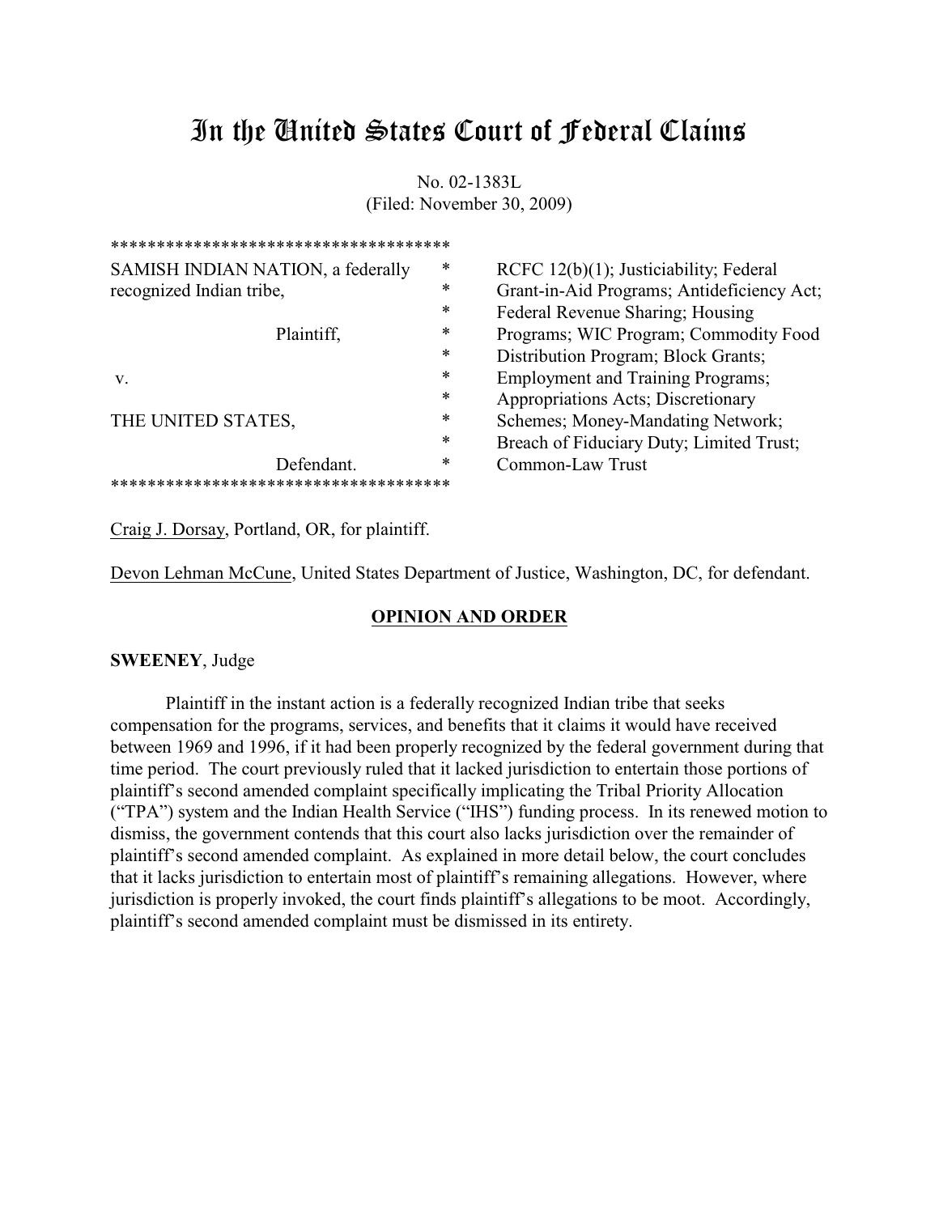# In the United States Court of Federal Claims

No. 02-1383L
(Filed: November 30, 2009)

| | |
|---|---|
| SAMISH INDIAN NATION, a federally recognized Indian tribe, Plaintiff, v. THE UNITED STATES, Defendant. | RCFC 12(b)(1); Justiciability; Federal Grant-in-Aid Programs; Antideficiency Act; Federal Revenue Sharing; Housing Programs; WIC Program; Commodity Food Distribution Program; Block Grants; Employment and Training Programs; Appropriations Acts; Discretionary Schemes; Money-Mandating Network; Breach of Fiduciary Duty; Limited Trust; Common-Law Trust |

Craig J. Dorsay, Portland, OR, for plaintiff.

Devon Lehman McCune, United States Department of Justice, Washington, DC, for defendant.

## OPINION AND ORDER

**SWEENEY**, Judge

Plaintiff in the instant action is a federally recognized Indian tribe that seeks compensation for the programs, services, and benefits that it claims it would have received between 1969 and 1996, if it had been properly recognized by the federal government during that time period. The court previously ruled that it lacked jurisdiction to entertain those portions of plaintiff's second amended complaint specifically implicating the Tribal Priority Allocation ("TPA") system and the Indian Health Service ("IHS") funding process. In its renewed motion to dismiss, the government contends that this court also lacks jurisdiction over the remainder of plaintiff's second amended complaint. As explained in more detail below, the court concludes that it lacks jurisdiction to entertain most of plaintiff's remaining allegations. However, where jurisdiction is properly invoked, the court finds plaintiff's allegations to be moot. Accordingly, plaintiff's second amended complaint must be dismissed in its entirety.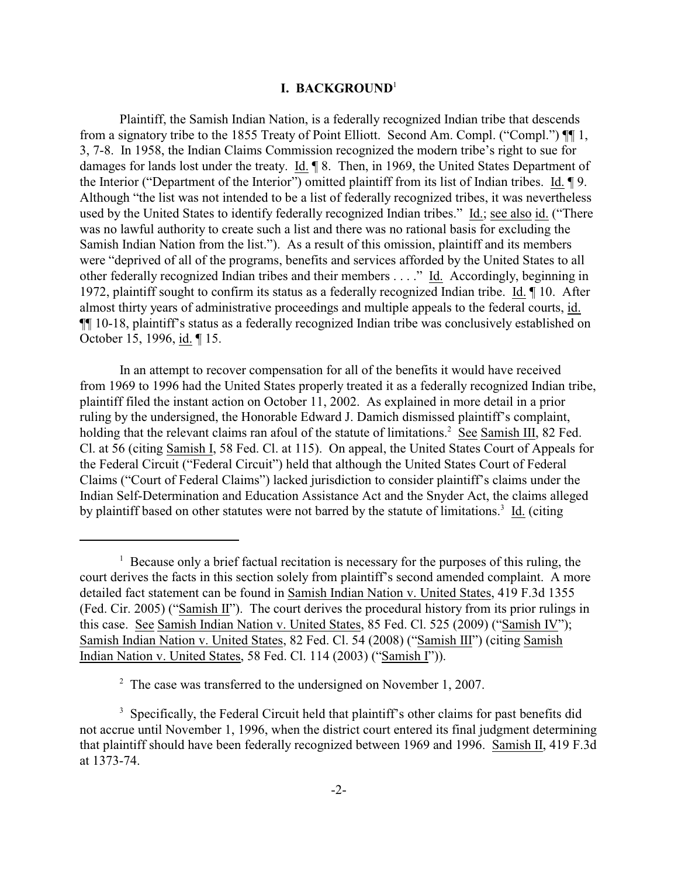## I. BACKGROUND[1]

Plaintiff, the Samish Indian Nation, is a federally recognized Indian tribe that descends from a signatory tribe to the 1855 Treaty of Point Elliott. Second Am. Compl. ("Compl.") ¶¶ 1, 3, 7-8. In 1958, the Indian Claims Commission recognized the modern tribe's right to sue for damages for lands lost under the treaty. Id. ¶ 8. Then, in 1969, the United States Department of the Interior ("Department of the Interior") omitted plaintiff from its list of Indian tribes. Id. ¶ 9. Although "the list was not intended to be a list of federally recognized tribes, it was nevertheless used by the United States to identify federally recognized Indian tribes." Id.; see also id. ("There was no lawful authority to create such a list and there was no rational basis for excluding the Samish Indian Nation from the list."). As a result of this omission, plaintiff and its members were "deprived of all of the programs, benefits and services afforded by the United States to all other federally recognized Indian tribes and their members . . . ." Id. Accordingly, beginning in 1972, plaintiff sought to confirm its status as a federally recognized Indian tribe. Id. ¶ 10. After almost thirty years of administrative proceedings and multiple appeals to the federal courts, id. ¶¶ 10-18, plaintiff's status as a federally recognized Indian tribe was conclusively established on October 15, 1996, id. ¶ 15.

In an attempt to recover compensation for all of the benefits it would have received from 1969 to 1996 had the United States properly treated it as a federally recognized Indian tribe, plaintiff filed the instant action on October 11, 2002. As explained in more detail in a prior ruling by the undersigned, the Honorable Edward J. Damich dismissed plaintiff's complaint, holding that the relevant claims ran afoul of the statute of limitations.[2] See Samish III, 82 Fed. Cl. at 56 (citing Samish I, 58 Fed. Cl. at 115). On appeal, the United States Court of Appeals for the Federal Circuit ("Federal Circuit") held that although the United States Court of Federal Claims ("Court of Federal Claims") lacked jurisdiction to consider plaintiff's claims under the Indian Self-Determination and Education Assistance Act and the Snyder Act, the claims alleged by plaintiff based on other statutes were not barred by the statute of limitations.[3] Id. (citing

---

[1] Because only a brief factual recitation is necessary for the purposes of this ruling, the court derives the facts in this section solely from plaintiff's second amended complaint. A more detailed fact statement can be found in Samish Indian Nation v. United States, 419 F.3d 1355 (Fed. Cir. 2005) ("Samish II"). The court derives the procedural history from its prior rulings in this case. See Samish Indian Nation v. United States, 85 Fed. Cl. 525 (2009) ("Samish IV"); Samish Indian Nation v. United States, 82 Fed. Cl. 54 (2008) ("Samish III") (citing Samish Indian Nation v. United States, 58 Fed. Cl. 114 (2003) ("Samish I")).

[2] The case was transferred to the undersigned on November 1, 2007.

[3] Specifically, the Federal Circuit held that plaintiff's other claims for past benefits did not accrue until November 1, 1996, when the district court entered its final judgment determining that plaintiff should have been federally recognized between 1969 and 1996. Samish II, 419 F.3d at 1373-74.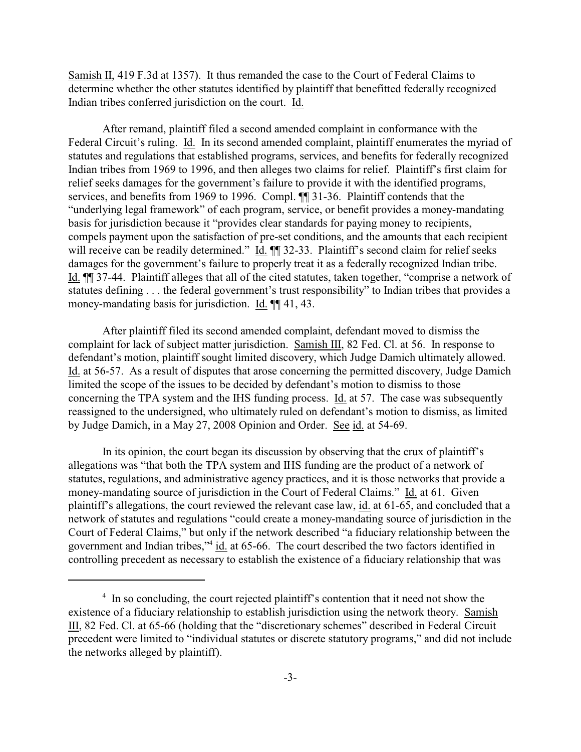Samish II, 419 F.3d at 1357). It thus remanded the case to the Court of Federal Claims to determine whether the other statutes identified by plaintiff that benefitted federally recognized Indian tribes conferred jurisdiction on the court. Id.

After remand, plaintiff filed a second amended complaint in conformance with the Federal Circuit's ruling. Id. In its second amended complaint, plaintiff enumerates the myriad of statutes and regulations that established programs, services, and benefits for federally recognized Indian tribes from 1969 to 1996, and then alleges two claims for relief. Plaintiff's first claim for relief seeks damages for the government's failure to provide it with the identified programs, services, and benefits from 1969 to 1996. Compl. ¶¶ 31-36. Plaintiff contends that the "underlying legal framework" of each program, service, or benefit provides a money-mandating basis for jurisdiction because it "provides clear standards for paying money to recipients, compels payment upon the satisfaction of pre-set conditions, and the amounts that each recipient will receive can be readily determined." Id. ¶¶ 32-33. Plaintiff's second claim for relief seeks damages for the government's failure to properly treat it as a federally recognized Indian tribe. Id. ¶¶ 37-44. Plaintiff alleges that all of the cited statutes, taken together, "comprise a network of statutes defining . . . the federal government's trust responsibility" to Indian tribes that provides a money-mandating basis for jurisdiction. Id. ¶¶ 41, 43.

After plaintiff filed its second amended complaint, defendant moved to dismiss the complaint for lack of subject matter jurisdiction. Samish III, 82 Fed. Cl. at 56. In response to defendant's motion, plaintiff sought limited discovery, which Judge Damich ultimately allowed. Id. at 56-57. As a result of disputes that arose concerning the permitted discovery, Judge Damich limited the scope of the issues to be decided by defendant's motion to dismiss to those concerning the TPA system and the IHS funding process. Id. at 57. The case was subsequently reassigned to the undersigned, who ultimately ruled on defendant's motion to dismiss, as limited by Judge Damich, in a May 27, 2008 Opinion and Order. See id. at 54-69.

In its opinion, the court began its discussion by observing that the crux of plaintiff's allegations was "that both the TPA system and IHS funding are the product of a network of statutes, regulations, and administrative agency practices, and it is those networks that provide a money-mandating source of jurisdiction in the Court of Federal Claims." Id. at 61. Given plaintiff's allegations, the court reviewed the relevant case law, id. at 61-65, and concluded that a network of statutes and regulations "could create a money-mandating source of jurisdiction in the Court of Federal Claims," but only if the network described "a fiduciary relationship between the government and Indian tribes,"[4] id. at 65-66. The court described the two factors identified in controlling precedent as necessary to establish the existence of a fiduciary relationship that was

[4] In so concluding, the court rejected plaintiff's contention that it need not show the existence of a fiduciary relationship to establish jurisdiction using the network theory. Samish III, 82 Fed. Cl. at 65-66 (holding that the "discretionary schemes" described in Federal Circuit precedent were limited to "individual statutes or discrete statutory programs," and did not include the networks alleged by plaintiff).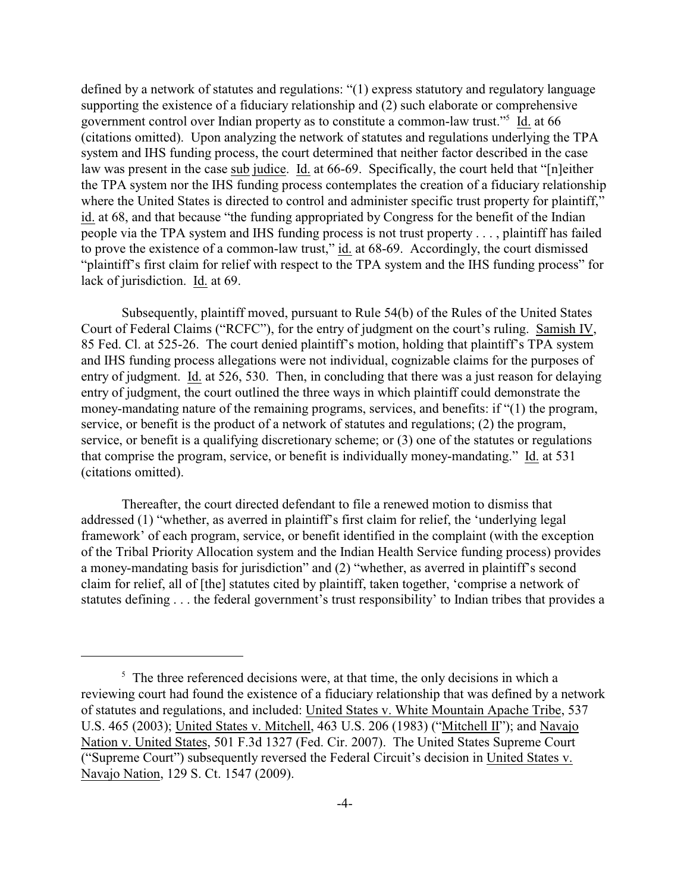defined by a network of statutes and regulations: "(1) express statutory and regulatory language supporting the existence of a fiduciary relationship and (2) such elaborate or comprehensive government control over Indian property as to constitute a common-law trust."[5] Id. at 66 (citations omitted). Upon analyzing the network of statutes and regulations underlying the TPA system and IHS funding process, the court determined that neither factor described in the case law was present in the case sub judice. Id. at 66-69. Specifically, the court held that "[n]either the TPA system nor the IHS funding process contemplates the creation of a fiduciary relationship where the United States is directed to control and administer specific trust property for plaintiff," id. at 68, and that because "the funding appropriated by Congress for the benefit of the Indian people via the TPA system and IHS funding process is not trust property . . . , plaintiff has failed to prove the existence of a common-law trust," id. at 68-69. Accordingly, the court dismissed "plaintiff's first claim for relief with respect to the TPA system and the IHS funding process" for lack of jurisdiction. Id. at 69.

Subsequently, plaintiff moved, pursuant to Rule 54(b) of the Rules of the United States Court of Federal Claims ("RCFC"), for the entry of judgment on the court's ruling. Samish IV, 85 Fed. Cl. at 525-26. The court denied plaintiff's motion, holding that plaintiff's TPA system and IHS funding process allegations were not individual, cognizable claims for the purposes of entry of judgment. Id. at 526, 530. Then, in concluding that there was a just reason for delaying entry of judgment, the court outlined the three ways in which plaintiff could demonstrate the money-mandating nature of the remaining programs, services, and benefits: if "(1) the program, service, or benefit is the product of a network of statutes and regulations; (2) the program, service, or benefit is a qualifying discretionary scheme; or (3) one of the statutes or regulations that comprise the program, service, or benefit is individually money-mandating." Id. at 531 (citations omitted).

Thereafter, the court directed defendant to file a renewed motion to dismiss that addressed (1) "whether, as averred in plaintiff's first claim for relief, the 'underlying legal framework' of each program, service, or benefit identified in the complaint (with the exception of the Tribal Priority Allocation system and the Indian Health Service funding process) provides a money-mandating basis for jurisdiction" and (2) "whether, as averred in plaintiff's second claim for relief, all of [the] statutes cited by plaintiff, taken together, 'comprise a network of statutes defining . . . the federal government's trust responsibility' to Indian tribes that provides a

---

[5] The three referenced decisions were, at that time, the only decisions in which a reviewing court had found the existence of a fiduciary relationship that was defined by a network of statutes and regulations, and included: United States v. White Mountain Apache Tribe, 537 U.S. 465 (2003); United States v. Mitchell, 463 U.S. 206 (1983) ("Mitchell II"); and Navajo Nation v. United States, 501 F.3d 1327 (Fed. Cir. 2007). The United States Supreme Court ("Supreme Court") subsequently reversed the Federal Circuit's decision in United States v. Navajo Nation, 129 S. Ct. 1547 (2009).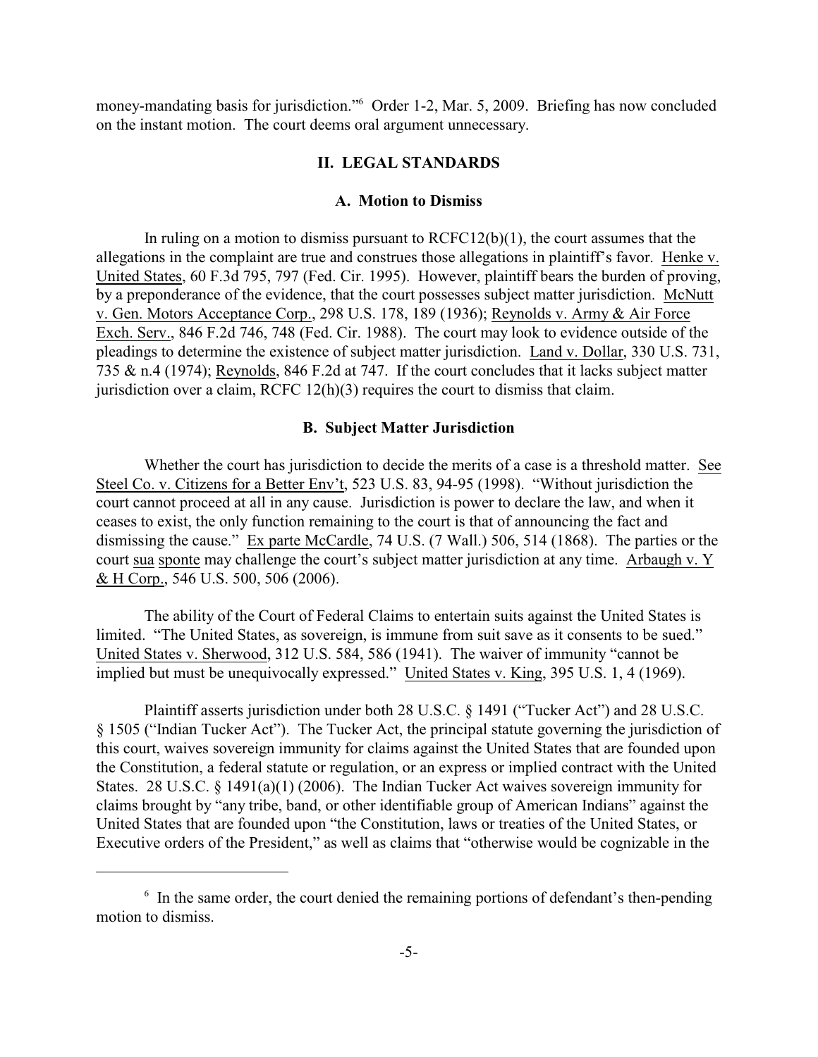money-mandating basis for jurisdiction."[6] Order 1-2, Mar. 5, 2009. Briefing has now concluded on the instant motion. The court deems oral argument unnecessary.

## II. LEGAL STANDARDS

### A. Motion to Dismiss

In ruling on a motion to dismiss pursuant to RCFC12(b)(1), the court assumes that the allegations in the complaint are true and construes those allegations in plaintiff's favor. Henke v. United States, 60 F.3d 795, 797 (Fed. Cir. 1995). However, plaintiff bears the burden of proving, by a preponderance of the evidence, that the court possesses subject matter jurisdiction. McNutt v. Gen. Motors Acceptance Corp., 298 U.S. 178, 189 (1936); Reynolds v. Army & Air Force Exch. Serv., 846 F.2d 746, 748 (Fed. Cir. 1988). The court may look to evidence outside of the pleadings to determine the existence of subject matter jurisdiction. Land v. Dollar, 330 U.S. 731, 735 & n.4 (1974); Reynolds, 846 F.2d at 747. If the court concludes that it lacks subject matter jurisdiction over a claim, RCFC 12(h)(3) requires the court to dismiss that claim.

### B. Subject Matter Jurisdiction

Whether the court has jurisdiction to decide the merits of a case is a threshold matter. See Steel Co. v. Citizens for a Better Env't, 523 U.S. 83, 94-95 (1998). "Without jurisdiction the court cannot proceed at all in any cause. Jurisdiction is power to declare the law, and when it ceases to exist, the only function remaining to the court is that of announcing the fact and dismissing the cause." Ex parte McCardle, 74 U.S. (7 Wall.) 506, 514 (1868). The parties or the court sua sponte may challenge the court's subject matter jurisdiction at any time. Arbaugh v. Y & H Corp., 546 U.S. 500, 506 (2006).

The ability of the Court of Federal Claims to entertain suits against the United States is limited. "The United States, as sovereign, is immune from suit save as it consents to be sued." United States v. Sherwood, 312 U.S. 584, 586 (1941). The waiver of immunity "cannot be implied but must be unequivocally expressed." United States v. King, 395 U.S. 1, 4 (1969).

Plaintiff asserts jurisdiction under both 28 U.S.C. § 1491 ("Tucker Act") and 28 U.S.C. § 1505 ("Indian Tucker Act"). The Tucker Act, the principal statute governing the jurisdiction of this court, waives sovereign immunity for claims against the United States that are founded upon the Constitution, a federal statute or regulation, or an express or implied contract with the United States. 28 U.S.C. § 1491(a)(1) (2006). The Indian Tucker Act waives sovereign immunity for claims brought by "any tribe, band, or other identifiable group of American Indians" against the United States that are founded upon "the Constitution, laws or treaties of the United States, or Executive orders of the President," as well as claims that "otherwise would be cognizable in the

---

[6] In the same order, the court denied the remaining portions of defendant's then-pending motion to dismiss.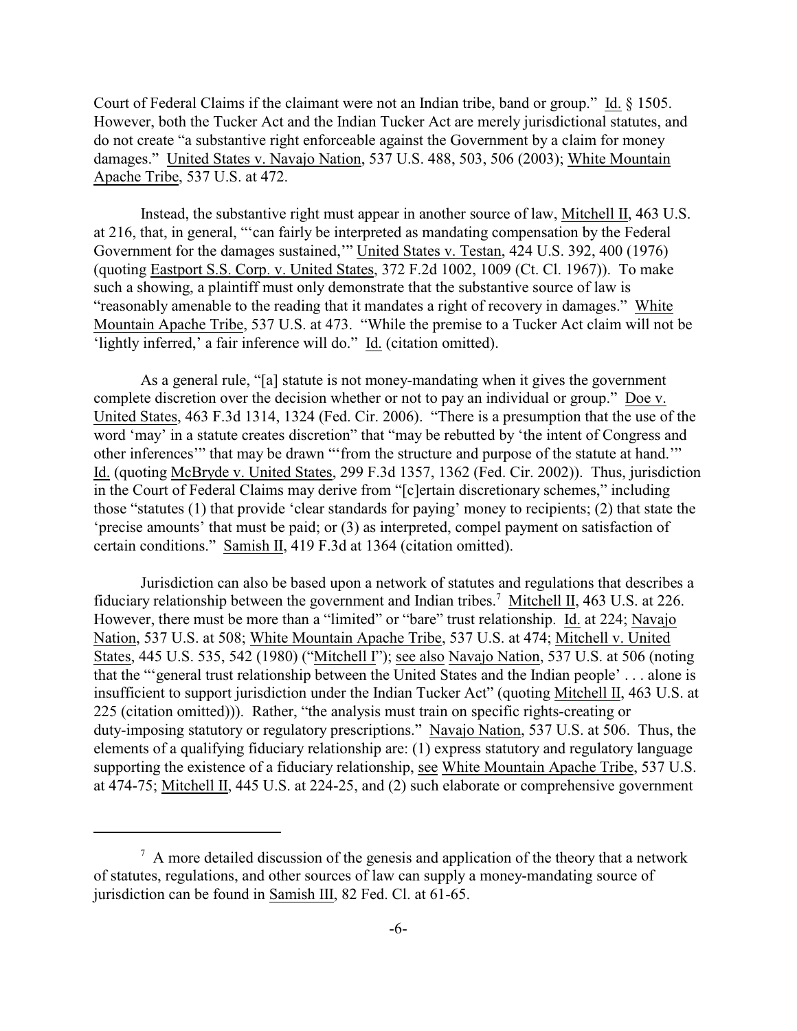Court of Federal Claims if the claimant were not an Indian tribe, band or group." Id. § 1505. However, both the Tucker Act and the Indian Tucker Act are merely jurisdictional statutes, and do not create "a substantive right enforceable against the Government by a claim for money damages." United States v. Navajo Nation, 537 U.S. 488, 503, 506 (2003); White Mountain Apache Tribe, 537 U.S. at 472.

Instead, the substantive right must appear in another source of law, Mitchell II, 463 U.S. at 216, that, in general, "'can fairly be interpreted as mandating compensation by the Federal Government for the damages sustained,'" United States v. Testan, 424 U.S. 392, 400 (1976) (quoting Eastport S.S. Corp. v. United States, 372 F.2d 1002, 1009 (Ct. Cl. 1967)). To make such a showing, a plaintiff must only demonstrate that the substantive source of law is "reasonably amenable to the reading that it mandates a right of recovery in damages." White Mountain Apache Tribe, 537 U.S. at 473. "While the premise to a Tucker Act claim will not be 'lightly inferred,' a fair inference will do." Id. (citation omitted).

As a general rule, "[a] statute is not money-mandating when it gives the government complete discretion over the decision whether or not to pay an individual or group." Doe v. United States, 463 F.3d 1314, 1324 (Fed. Cir. 2006). "There is a presumption that the use of the word 'may' in a statute creates discretion" that "may be rebutted by 'the intent of Congress and other inferences'" that may be drawn "'from the structure and purpose of the statute at hand.'" Id. (quoting McBryde v. United States, 299 F.3d 1357, 1362 (Fed. Cir. 2002)). Thus, jurisdiction in the Court of Federal Claims may derive from "[c]ertain discretionary schemes," including those "statutes (1) that provide 'clear standards for paying' money to recipients; (2) that state the 'precise amounts' that must be paid; or (3) as interpreted, compel payment on satisfaction of certain conditions." Samish II, 419 F.3d at 1364 (citation omitted).

Jurisdiction can also be based upon a network of statutes and regulations that describes a fiduciary relationship between the government and Indian tribes.[7] Mitchell II, 463 U.S. at 226. However, there must be more than a "limited" or "bare" trust relationship. Id. at 224; Navajo Nation, 537 U.S. at 508; White Mountain Apache Tribe, 537 U.S. at 474; Mitchell v. United States, 445 U.S. 535, 542 (1980) ("Mitchell I"); see also Navajo Nation, 537 U.S. at 506 (noting that the "'general trust relationship between the United States and the Indian people' . . . alone is insufficient to support jurisdiction under the Indian Tucker Act" (quoting Mitchell II, 463 U.S. at 225 (citation omitted))). Rather, "the analysis must train on specific rights-creating or duty-imposing statutory or regulatory prescriptions." Navajo Nation, 537 U.S. at 506. Thus, the elements of a qualifying fiduciary relationship are: (1) express statutory and regulatory language supporting the existence of a fiduciary relationship, see White Mountain Apache Tribe, 537 U.S. at 474-75; Mitchell II, 445 U.S. at 224-25, and (2) such elaborate or comprehensive government

[7] A more detailed discussion of the genesis and application of the theory that a network of statutes, regulations, and other sources of law can supply a money-mandating source of jurisdiction can be found in Samish III, 82 Fed. Cl. at 61-65.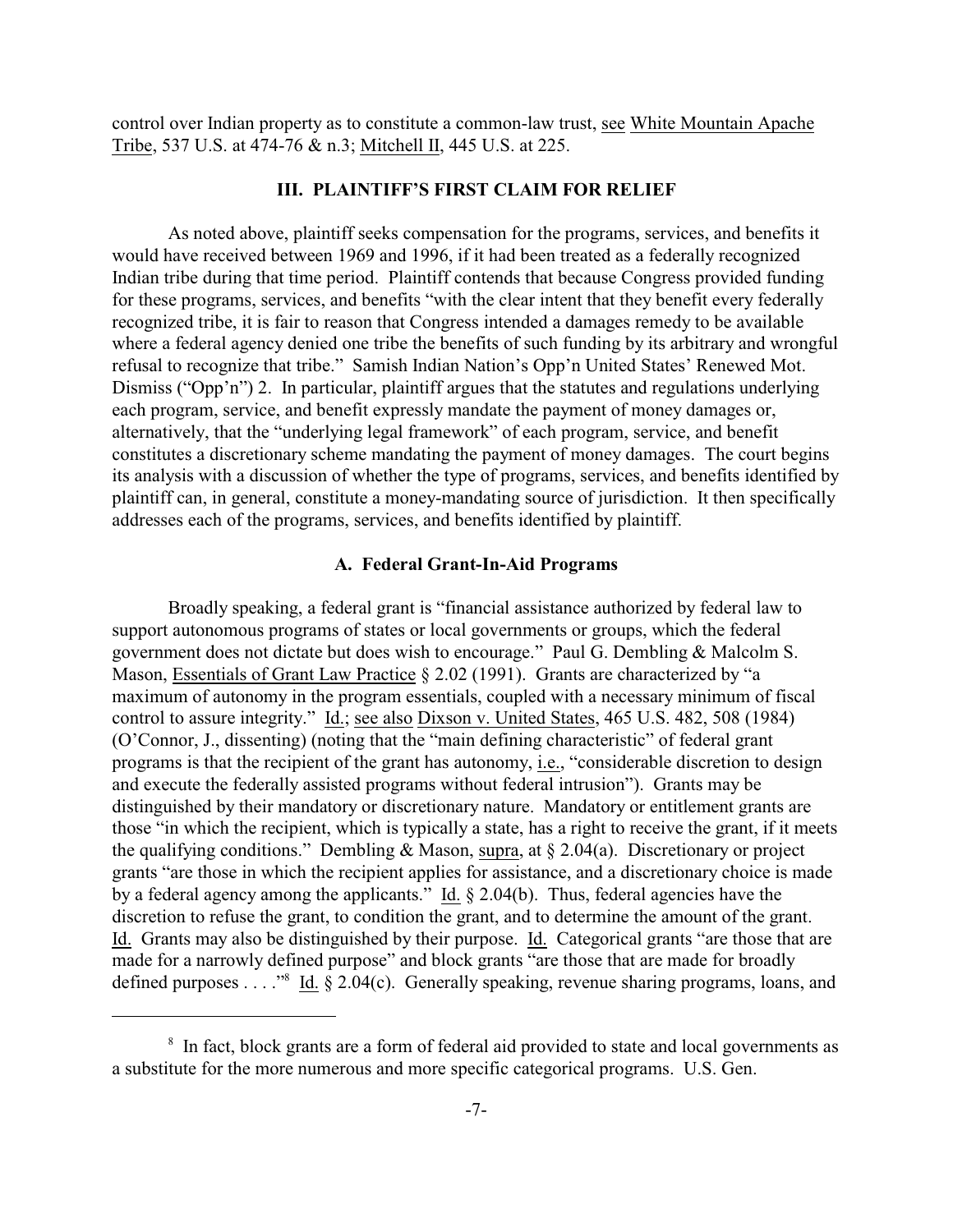control over Indian property as to constitute a common-law trust, see White Mountain Apache Tribe, 537 U.S. at 474-76 & n.3; Mitchell II, 445 U.S. at 225.

## III. PLAINTIFF'S FIRST CLAIM FOR RELIEF

As noted above, plaintiff seeks compensation for the programs, services, and benefits it would have received between 1969 and 1996, if it had been treated as a federally recognized Indian tribe during that time period. Plaintiff contends that because Congress provided funding for these programs, services, and benefits "with the clear intent that they benefit every federally recognized tribe, it is fair to reason that Congress intended a damages remedy to be available where a federal agency denied one tribe the benefits of such funding by its arbitrary and wrongful refusal to recognize that tribe." Samish Indian Nation's Opp'n United States' Renewed Mot. Dismiss ("Opp'n") 2. In particular, plaintiff argues that the statutes and regulations underlying each program, service, and benefit expressly mandate the payment of money damages or, alternatively, that the "underlying legal framework" of each program, service, and benefit constitutes a discretionary scheme mandating the payment of money damages. The court begins its analysis with a discussion of whether the type of programs, services, and benefits identified by plaintiff can, in general, constitute a money-mandating source of jurisdiction. It then specifically addresses each of the programs, services, and benefits identified by plaintiff.

### A. Federal Grant-In-Aid Programs

Broadly speaking, a federal grant is "financial assistance authorized by federal law to support autonomous programs of states or local governments or groups, which the federal government does not dictate but does wish to encourage." Paul G. Dembling & Malcolm S. Mason, Essentials of Grant Law Practice § 2.02 (1991). Grants are characterized by "a maximum of autonomy in the program essentials, coupled with a necessary minimum of fiscal control to assure integrity." Id.; see also Dixson v. United States, 465 U.S. 482, 508 (1984) (O'Connor, J., dissenting) (noting that the "main defining characteristic" of federal grant programs is that the recipient of the grant has autonomy, i.e., "considerable discretion to design and execute the federally assisted programs without federal intrusion"). Grants may be distinguished by their mandatory or discretionary nature. Mandatory or entitlement grants are those "in which the recipient, which is typically a state, has a right to receive the grant, if it meets the qualifying conditions." Dembling & Mason, supra, at § 2.04(a). Discretionary or project grants "are those in which the recipient applies for assistance, and a discretionary choice is made by a federal agency among the applicants." Id. § 2.04(b). Thus, federal agencies have the discretion to refuse the grant, to condition the grant, and to determine the amount of the grant. Id. Grants may also be distinguished by their purpose. Id. Categorical grants "are those that are made for a narrowly defined purpose" and block grants "are those that are made for broadly defined purposes . . . ."[8] Id. § 2.04(c). Generally speaking, revenue sharing programs, loans, and

[8] In fact, block grants are a form of federal aid provided to state and local governments as a substitute for the more numerous and more specific categorical programs. U.S. Gen.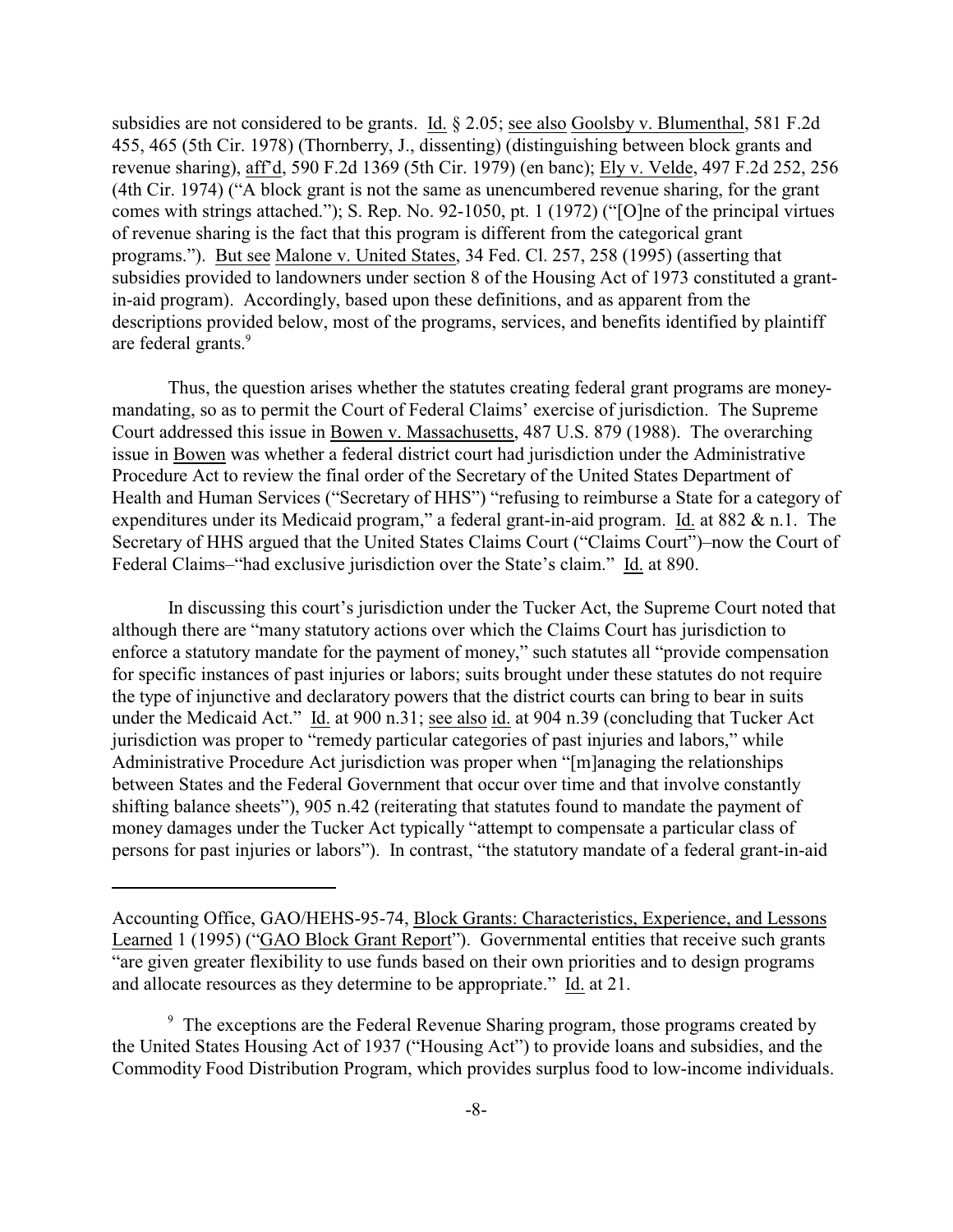subsidies are not considered to be grants. Id. § 2.05; see also Goolsby v. Blumenthal, 581 F.2d 455, 465 (5th Cir. 1978) (Thornberry, J., dissenting) (distinguishing between block grants and revenue sharing), aff'd, 590 F.2d 1369 (5th Cir. 1979) (en banc); Ely v. Velde, 497 F.2d 252, 256 (4th Cir. 1974) ("A block grant is not the same as unencumbered revenue sharing, for the grant comes with strings attached."); S. Rep. No. 92-1050, pt. 1 (1972) ("[O]ne of the principal virtues of revenue sharing is the fact that this program is different from the categorical grant programs."). But see Malone v. United States, 34 Fed. Cl. 257, 258 (1995) (asserting that subsidies provided to landowners under section 8 of the Housing Act of 1973 constituted a grant-in-aid program). Accordingly, based upon these definitions, and as apparent from the descriptions provided below, most of the programs, services, and benefits identified by plaintiff are federal grants.[9]

Thus, the question arises whether the statutes creating federal grant programs are money-mandating, so as to permit the Court of Federal Claims' exercise of jurisdiction. The Supreme Court addressed this issue in Bowen v. Massachusetts, 487 U.S. 879 (1988). The overarching issue in Bowen was whether a federal district court had jurisdiction under the Administrative Procedure Act to review the final order of the Secretary of the United States Department of Health and Human Services ("Secretary of HHS") "refusing to reimburse a State for a category of expenditures under its Medicaid program," a federal grant-in-aid program. Id. at 882 & n.1. The Secretary of HHS argued that the United States Claims Court ("Claims Court")–now the Court of Federal Claims–"had exclusive jurisdiction over the State's claim." Id. at 890.

In discussing this court's jurisdiction under the Tucker Act, the Supreme Court noted that although there are "many statutory actions over which the Claims Court has jurisdiction to enforce a statutory mandate for the payment of money," such statutes all "provide compensation for specific instances of past injuries or labors; suits brought under these statutes do not require the type of injunctive and declaratory powers that the district courts can bring to bear in suits under the Medicaid Act." Id. at 900 n.31; see also id. at 904 n.39 (concluding that Tucker Act jurisdiction was proper to "remedy particular categories of past injuries and labors," while Administrative Procedure Act jurisdiction was proper when "[m]anaging the relationships between States and the Federal Government that occur over time and that involve constantly shifting balance sheets"), 905 n.42 (reiterating that statutes found to mandate the payment of money damages under the Tucker Act typically "attempt to compensate a particular class of persons for past injuries or labors"). In contrast, "the statutory mandate of a federal grant-in-aid

---

Accounting Office, GAO/HEHS-95-74, Block Grants: Characteristics, Experience, and Lessons Learned 1 (1995) ("GAO Block Grant Report"). Governmental entities that receive such grants "are given greater flexibility to use funds based on their own priorities and to design programs and allocate resources as they determine to be appropriate." Id. at 21.

[9] The exceptions are the Federal Revenue Sharing program, those programs created by the United States Housing Act of 1937 ("Housing Act") to provide loans and subsidies, and the Commodity Food Distribution Program, which provides surplus food to low-income individuals.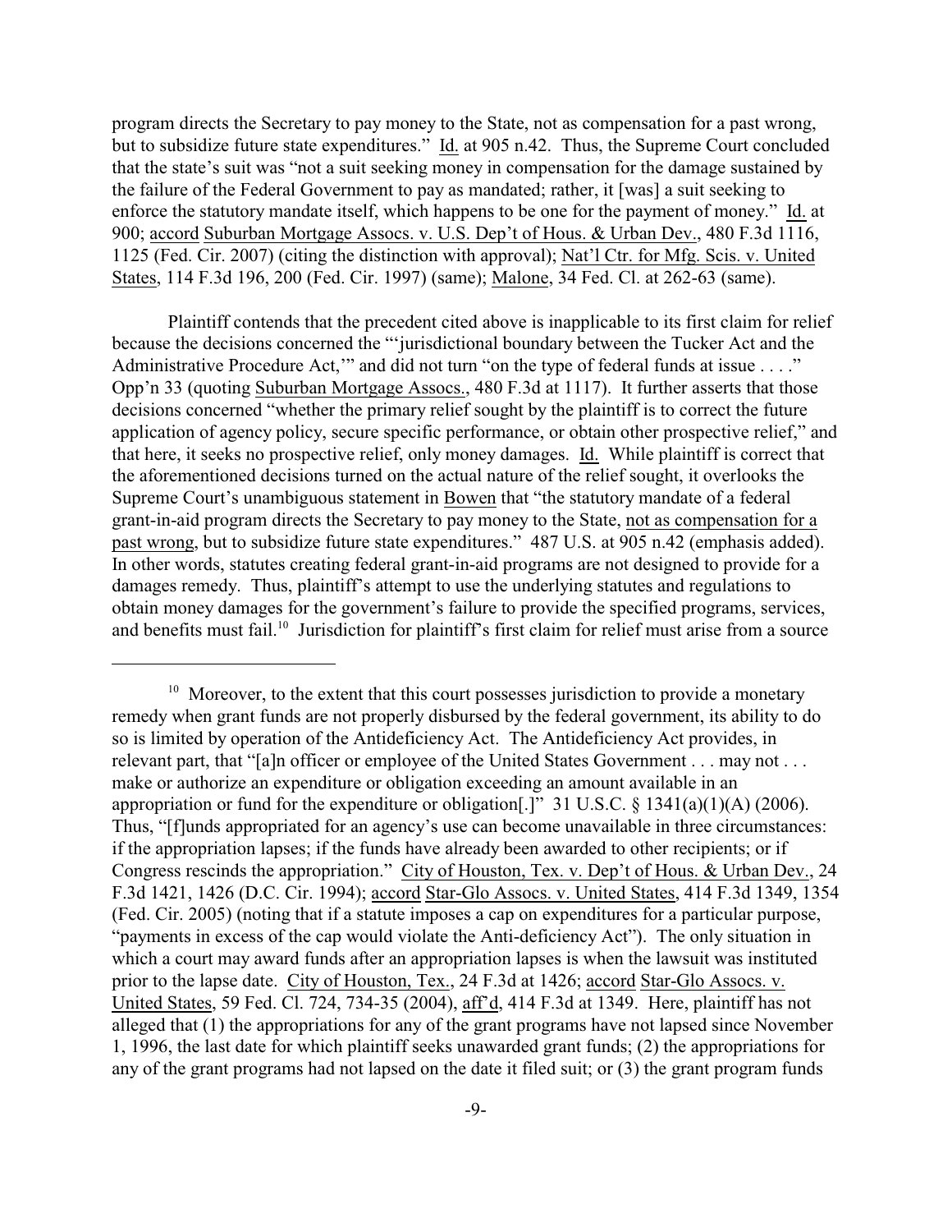program directs the Secretary to pay money to the State, not as compensation for a past wrong, but to subsidize future state expenditures." Id. at 905 n.42. Thus, the Supreme Court concluded that the state's suit was "not a suit seeking money in compensation for the damage sustained by the failure of the Federal Government to pay as mandated; rather, it [was] a suit seeking to enforce the statutory mandate itself, which happens to be one for the payment of money." Id. at 900; accord Suburban Mortgage Assocs. v. U.S. Dep't of Hous. & Urban Dev., 480 F.3d 1116, 1125 (Fed. Cir. 2007) (citing the distinction with approval); Nat'l Ctr. for Mfg. Scis. v. United States, 114 F.3d 196, 200 (Fed. Cir. 1997) (same); Malone, 34 Fed. Cl. at 262-63 (same).

Plaintiff contends that the precedent cited above is inapplicable to its first claim for relief because the decisions concerned the "'jurisdictional boundary between the Tucker Act and the Administrative Procedure Act,'" and did not turn "on the type of federal funds at issue . . . ." Opp'n 33 (quoting Suburban Mortgage Assocs., 480 F.3d at 1117). It further asserts that those decisions concerned "whether the primary relief sought by the plaintiff is to correct the future application of agency policy, secure specific performance, or obtain other prospective relief," and that here, it seeks no prospective relief, only money damages. Id. While plaintiff is correct that the aforementioned decisions turned on the actual nature of the relief sought, it overlooks the Supreme Court's unambiguous statement in Bowen that "the statutory mandate of a federal grant-in-aid program directs the Secretary to pay money to the State, not as compensation for a past wrong, but to subsidize future state expenditures." 487 U.S. at 905 n.42 (emphasis added). In other words, statutes creating federal grant-in-aid programs are not designed to provide for a damages remedy. Thus, plaintiff's attempt to use the underlying statutes and regulations to obtain money damages for the government's failure to provide the specified programs, services, and benefits must fail.[10] Jurisdiction for plaintiff's first claim for relief must arise from a source

[10] Moreover, to the extent that this court possesses jurisdiction to provide a monetary remedy when grant funds are not properly disbursed by the federal government, its ability to do so is limited by operation of the Antideficiency Act. The Antideficiency Act provides, in relevant part, that "[a]n officer or employee of the United States Government . . . may not . . . make or authorize an expenditure or obligation exceeding an amount available in an appropriation or fund for the expenditure or obligation[.]" 31 U.S.C. § 1341(a)(1)(A) (2006). Thus, "[f]unds appropriated for an agency's use can become unavailable in three circumstances: if the appropriation lapses; if the funds have already been awarded to other recipients; or if Congress rescinds the appropriation." City of Houston, Tex. v. Dep't of Hous. & Urban Dev., 24 F.3d 1421, 1426 (D.C. Cir. 1994); accord Star-Glo Assocs. v. United States, 414 F.3d 1349, 1354 (Fed. Cir. 2005) (noting that if a statute imposes a cap on expenditures for a particular purpose, "payments in excess of the cap would violate the Anti-deficiency Act"). The only situation in which a court may award funds after an appropriation lapses is when the lawsuit was instituted prior to the lapse date. City of Houston, Tex., 24 F.3d at 1426; accord Star-Glo Assocs. v. United States, 59 Fed. Cl. 724, 734-35 (2004), aff'd, 414 F.3d at 1349. Here, plaintiff has not alleged that (1) the appropriations for any of the grant programs have not lapsed since November 1, 1996, the last date for which plaintiff seeks unawarded grant funds; (2) the appropriations for any of the grant programs had not lapsed on the date it filed suit; or (3) the grant program funds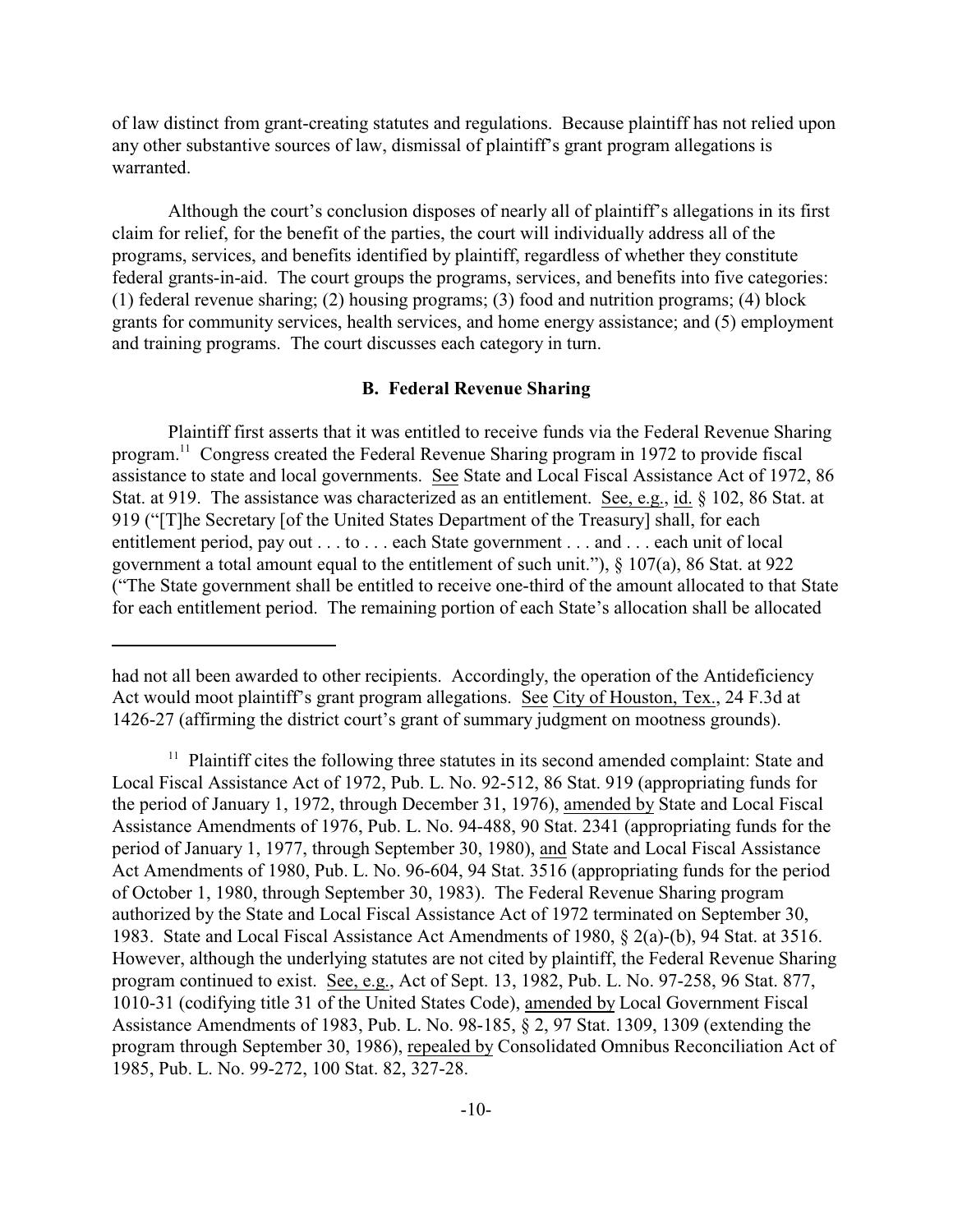of law distinct from grant-creating statutes and regulations. Because plaintiff has not relied upon any other substantive sources of law, dismissal of plaintiff's grant program allegations is warranted.

Although the court's conclusion disposes of nearly all of plaintiff's allegations in its first claim for relief, for the benefit of the parties, the court will individually address all of the programs, services, and benefits identified by plaintiff, regardless of whether they constitute federal grants-in-aid. The court groups the programs, services, and benefits into five categories: (1) federal revenue sharing; (2) housing programs; (3) food and nutrition programs; (4) block grants for community services, health services, and home energy assistance; and (5) employment and training programs. The court discusses each category in turn.

### B. Federal Revenue Sharing

Plaintiff first asserts that it was entitled to receive funds via the Federal Revenue Sharing program.[11] Congress created the Federal Revenue Sharing program in 1972 to provide fiscal assistance to state and local governments. See State and Local Fiscal Assistance Act of 1972, 86 Stat. at 919. The assistance was characterized as an entitlement. See, e.g., id. § 102, 86 Stat. at 919 ("[T]he Secretary [of the United States Department of the Treasury] shall, for each entitlement period, pay out . . . to . . . each State government . . . and . . . each unit of local government a total amount equal to the entitlement of such unit."), § 107(a), 86 Stat. at 922 ("The State government shall be entitled to receive one-third of the amount allocated to that State for each entitlement period. The remaining portion of each State's allocation shall be allocated

---

had not all been awarded to other recipients. Accordingly, the operation of the Antideficiency Act would moot plaintiff's grant program allegations. See City of Houston, Tex., 24 F.3d at 1426-27 (affirming the district court's grant of summary judgment on mootness grounds).

[11] Plaintiff cites the following three statutes in its second amended complaint: State and Local Fiscal Assistance Act of 1972, Pub. L. No. 92-512, 86 Stat. 919 (appropriating funds for the period of January 1, 1972, through December 31, 1976), amended by State and Local Fiscal Assistance Amendments of 1976, Pub. L. No. 94-488, 90 Stat. 2341 (appropriating funds for the period of January 1, 1977, through September 30, 1980), and State and Local Fiscal Assistance Act Amendments of 1980, Pub. L. No. 96-604, 94 Stat. 3516 (appropriating funds for the period of October 1, 1980, through September 30, 1983). The Federal Revenue Sharing program authorized by the State and Local Fiscal Assistance Act of 1972 terminated on September 30, 1983. State and Local Fiscal Assistance Act Amendments of 1980, § 2(a)-(b), 94 Stat. at 3516. However, although the underlying statutes are not cited by plaintiff, the Federal Revenue Sharing program continued to exist. See, e.g., Act of Sept. 13, 1982, Pub. L. No. 97-258, 96 Stat. 877, 1010-31 (codifying title 31 of the United States Code), amended by Local Government Fiscal Assistance Amendments of 1983, Pub. L. No. 98-185, § 2, 97 Stat. 1309, 1309 (extending the program through September 30, 1986), repealed by Consolidated Omnibus Reconciliation Act of 1985, Pub. L. No. 99-272, 100 Stat. 82, 327-28.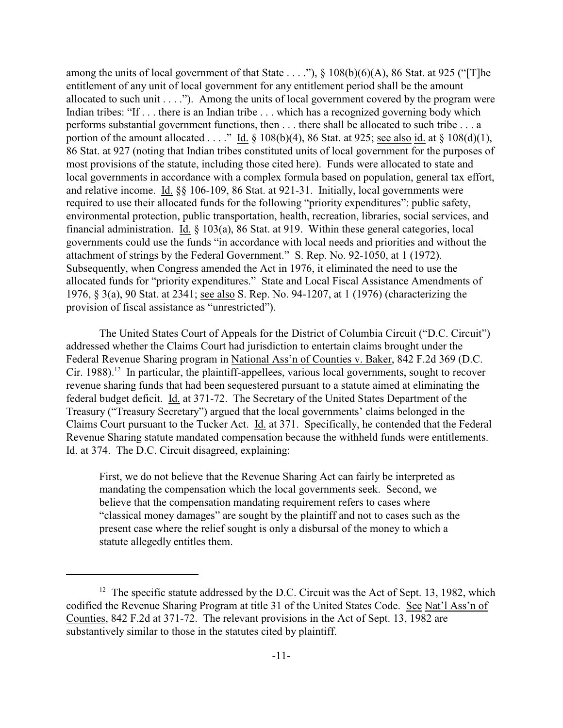among the units of local government of that State . . . ."), § 108(b)(6)(A), 86 Stat. at 925 ("[T]he entitlement of any unit of local government for any entitlement period shall be the amount allocated to such unit . . . ."). Among the units of local government covered by the program were Indian tribes: "If . . . there is an Indian tribe . . . which has a recognized governing body which performs substantial government functions, then . . . there shall be allocated to such tribe . . . a portion of the amount allocated . . . ." Id. § 108(b)(4), 86 Stat. at 925; see also id. at § 108(d)(1), 86 Stat. at 927 (noting that Indian tribes constituted units of local government for the purposes of most provisions of the statute, including those cited here). Funds were allocated to state and local governments in accordance with a complex formula based on population, general tax effort, and relative income. Id. §§ 106-109, 86 Stat. at 921-31. Initially, local governments were required to use their allocated funds for the following "priority expenditures": public safety, environmental protection, public transportation, health, recreation, libraries, social services, and financial administration. Id. § 103(a), 86 Stat. at 919. Within these general categories, local governments could use the funds "in accordance with local needs and priorities and without the attachment of strings by the Federal Government." S. Rep. No. 92-1050, at 1 (1972). Subsequently, when Congress amended the Act in 1976, it eliminated the need to use the allocated funds for "priority expenditures." State and Local Fiscal Assistance Amendments of 1976, § 3(a), 90 Stat. at 2341; see also S. Rep. No. 94-1207, at 1 (1976) (characterizing the provision of fiscal assistance as "unrestricted").

The United States Court of Appeals for the District of Columbia Circuit ("D.C. Circuit") addressed whether the Claims Court had jurisdiction to entertain claims brought under the Federal Revenue Sharing program in National Ass'n of Counties v. Baker, 842 F.2d 369 (D.C. Cir. 1988).[12] In particular, the plaintiff-appellees, various local governments, sought to recover revenue sharing funds that had been sequestered pursuant to a statute aimed at eliminating the federal budget deficit. Id. at 371-72. The Secretary of the United States Department of the Treasury ("Treasury Secretary") argued that the local governments' claims belonged in the Claims Court pursuant to the Tucker Act. Id. at 371. Specifically, he contended that the Federal Revenue Sharing statute mandated compensation because the withheld funds were entitlements. Id. at 374. The D.C. Circuit disagreed, explaining:

> First, we do not believe that the Revenue Sharing Act can fairly be interpreted as mandating the compensation which the local governments seek. Second, we believe that the compensation mandating requirement refers to cases where "classical money damages" are sought by the plaintiff and not to cases such as the present case where the relief sought is only a disbursal of the money to which a statute allegedly entitles them.

---

[12] The specific statute addressed by the D.C. Circuit was the Act of Sept. 13, 1982, which codified the Revenue Sharing Program at title 31 of the United States Code. See Nat'l Ass'n of Counties, 842 F.2d at 371-72. The relevant provisions in the Act of Sept. 13, 1982 are substantively similar to those in the statutes cited by plaintiff.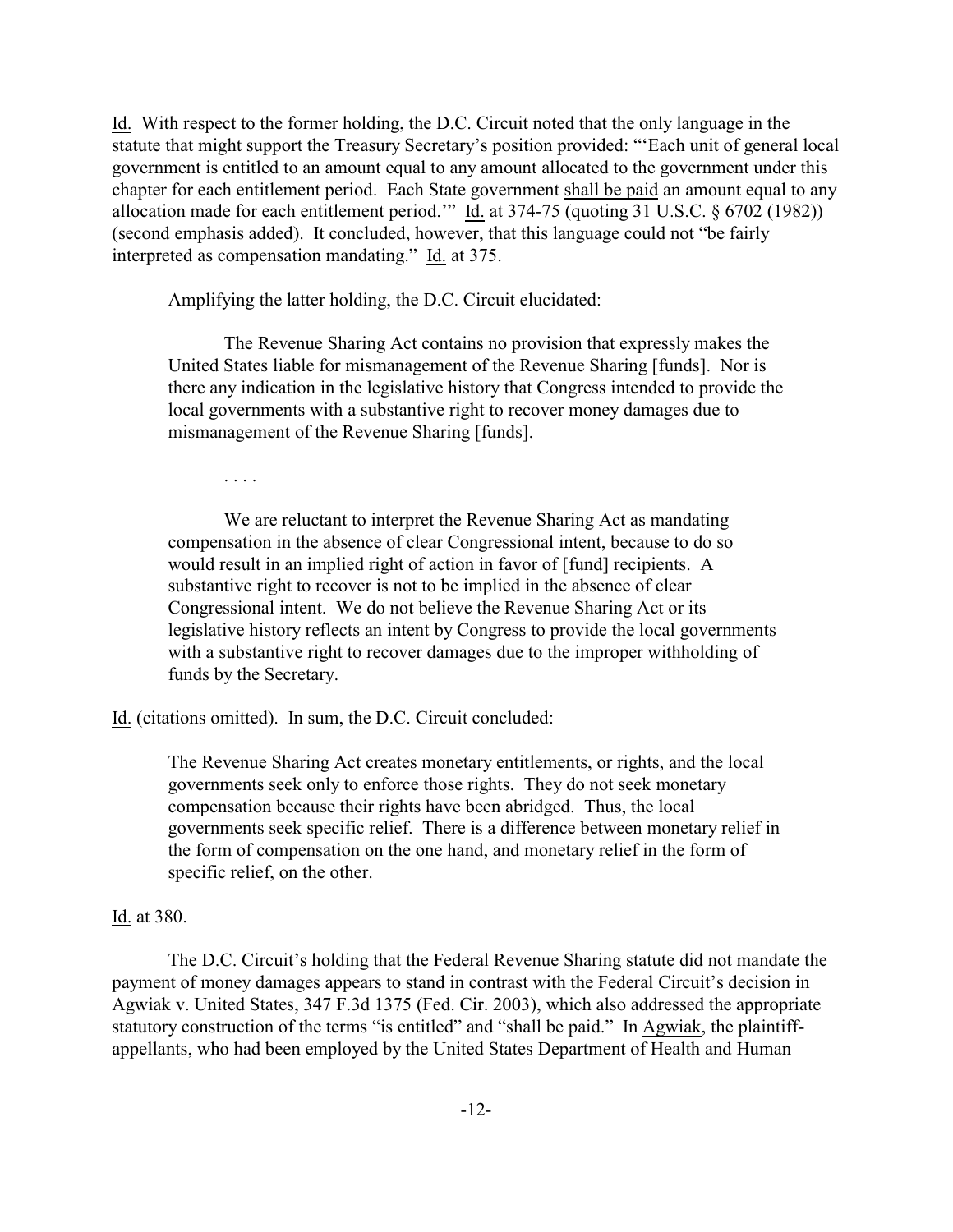Id. With respect to the former holding, the D.C. Circuit noted that the only language in the statute that might support the Treasury Secretary's position provided: "'Each unit of general local government is entitled to an amount equal to any amount allocated to the government under this chapter for each entitlement period. Each State government shall be paid an amount equal to any allocation made for each entitlement period.'" Id. at 374-75 (quoting 31 U.S.C. § 6702 (1982)) (second emphasis added). It concluded, however, that this language could not "be fairly interpreted as compensation mandating." Id. at 375.

Amplifying the latter holding, the D.C. Circuit elucidated:

> The Revenue Sharing Act contains no provision that expressly makes the United States liable for mismanagement of the Revenue Sharing [funds]. Nor is there any indication in the legislative history that Congress intended to provide the local governments with a substantive right to recover money damages due to mismanagement of the Revenue Sharing [funds].
>
> . . . .
>
> We are reluctant to interpret the Revenue Sharing Act as mandating compensation in the absence of clear Congressional intent, because to do so would result in an implied right of action in favor of [fund] recipients. A substantive right to recover is not to be implied in the absence of clear Congressional intent. We do not believe the Revenue Sharing Act or its legislative history reflects an intent by Congress to provide the local governments with a substantive right to recover damages due to the improper withholding of funds by the Secretary.

Id. (citations omitted). In sum, the D.C. Circuit concluded:

> The Revenue Sharing Act creates monetary entitlements, or rights, and the local governments seek only to enforce those rights. They do not seek monetary compensation because their rights have been abridged. Thus, the local governments seek specific relief. There is a difference between monetary relief in the form of compensation on the one hand, and monetary relief in the form of specific relief, on the other.

Id. at 380.

The D.C. Circuit's holding that the Federal Revenue Sharing statute did not mandate the payment of money damages appears to stand in contrast with the Federal Circuit's decision in Agwiak v. United States, 347 F.3d 1375 (Fed. Cir. 2003), which also addressed the appropriate statutory construction of the terms "is entitled" and "shall be paid." In Agwiak, the plaintiff-appellants, who had been employed by the United States Department of Health and Human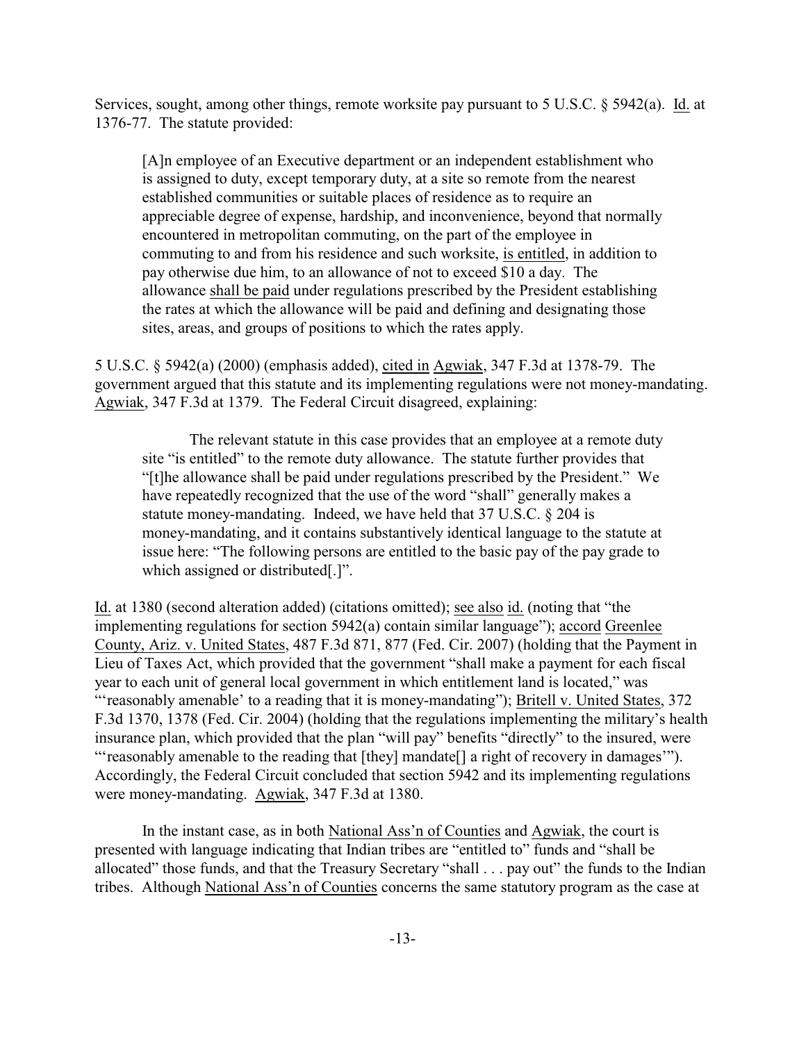Services, sought, among other things, remote worksite pay pursuant to 5 U.S.C. § 5942(a). Id. at 1376-77. The statute provided:

> [A]n employee of an Executive department or an independent establishment who is assigned to duty, except temporary duty, at a site so remote from the nearest established communities or suitable places of residence as to require an appreciable degree of expense, hardship, and inconvenience, beyond that normally encountered in metropolitan commuting, on the part of the employee in commuting to and from his residence and such worksite, is entitled, in addition to pay otherwise due him, to an allowance of not to exceed $10 a day. The allowance shall be paid under regulations prescribed by the President establishing the rates at which the allowance will be paid and defining and designating those sites, areas, and groups of positions to which the rates apply.

5 U.S.C. § 5942(a) (2000) (emphasis added), cited in Agwiak, 347 F.3d at 1378-79. The government argued that this statute and its implementing regulations were not money-mandating. Agwiak, 347 F.3d at 1379. The Federal Circuit disagreed, explaining:

> The relevant statute in this case provides that an employee at a remote duty site "is entitled" to the remote duty allowance. The statute further provides that "[t]he allowance shall be paid under regulations prescribed by the President." We have repeatedly recognized that the use of the word "shall" generally makes a statute money-mandating. Indeed, we have held that 37 U.S.C. § 204 is money-mandating, and it contains substantively identical language to the statute at issue here: "The following persons are entitled to the basic pay of the pay grade to which assigned or distributed[.]".

Id. at 1380 (second alteration added) (citations omitted); see also id. (noting that "the implementing regulations for section 5942(a) contain similar language"); accord Greenlee County, Ariz. v. United States, 487 F.3d 871, 877 (Fed. Cir. 2007) (holding that the Payment in Lieu of Taxes Act, which provided that the government "shall make a payment for each fiscal year to each unit of general local government in which entitlement land is located," was "'reasonably amenable' to a reading that it is money-mandating"); Britell v. United States, 372 F.3d 1370, 1378 (Fed. Cir. 2004) (holding that the regulations implementing the military's health insurance plan, which provided that the plan "will pay" benefits "directly" to the insured, were "'reasonably amenable to the reading that [they] mandate[] a right of recovery in damages'"). Accordingly, the Federal Circuit concluded that section 5942 and its implementing regulations were money-mandating. Agwiak, 347 F.3d at 1380.

In the instant case, as in both National Ass'n of Counties and Agwiak, the court is presented with language indicating that Indian tribes are "entitled to" funds and "shall be allocated" those funds, and that the Treasury Secretary "shall . . . pay out" the funds to the Indian tribes. Although National Ass'n of Counties concerns the same statutory program as the case at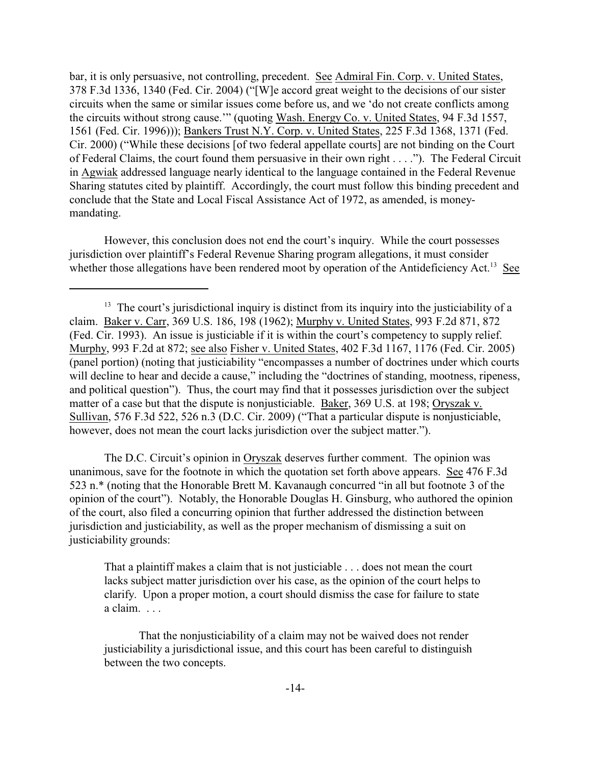bar, it is only persuasive, not controlling, precedent. See Admiral Fin. Corp. v. United States, 378 F.3d 1336, 1340 (Fed. Cir. 2004) ("[W]e accord great weight to the decisions of our sister circuits when the same or similar issues come before us, and we 'do not create conflicts among the circuits without strong cause.'" (quoting Wash. Energy Co. v. United States, 94 F.3d 1557, 1561 (Fed. Cir. 1996))); Bankers Trust N.Y. Corp. v. United States, 225 F.3d 1368, 1371 (Fed. Cir. 2000) ("While these decisions [of two federal appellate courts] are not binding on the Court of Federal Claims, the court found them persuasive in their own right . . . ."). The Federal Circuit in Agwiak addressed language nearly identical to the language contained in the Federal Revenue Sharing statutes cited by plaintiff. Accordingly, the court must follow this binding precedent and conclude that the State and Local Fiscal Assistance Act of 1972, as amended, is money-mandating.

However, this conclusion does not end the court's inquiry. While the court possesses jurisdiction over plaintiff's Federal Revenue Sharing program allegations, it must consider whether those allegations have been rendered moot by operation of the Antideficiency Act.[13] See

---

[13] The court's jurisdictional inquiry is distinct from its inquiry into the justiciability of a claim. Baker v. Carr, 369 U.S. 186, 198 (1962); Murphy v. United States, 993 F.2d 871, 872 (Fed. Cir. 1993). An issue is justiciable if it is within the court's competency to supply relief. Murphy, 993 F.2d at 872; see also Fisher v. United States, 402 F.3d 1167, 1176 (Fed. Cir. 2005) (panel portion) (noting that justiciability "encompasses a number of doctrines under which courts will decline to hear and decide a cause," including the "doctrines of standing, mootness, ripeness, and political question"). Thus, the court may find that it possesses jurisdiction over the subject matter of a case but that the dispute is nonjusticiable. Baker, 369 U.S. at 198; Oryszak v. Sullivan, 576 F.3d 522, 526 n.3 (D.C. Cir. 2009) ("That a particular dispute is nonjusticiable, however, does not mean the court lacks jurisdiction over the subject matter.").

The D.C. Circuit's opinion in Oryszak deserves further comment. The opinion was unanimous, save for the footnote in which the quotation set forth above appears. See 476 F.3d 523 n.* (noting that the Honorable Brett M. Kavanaugh concurred "in all but footnote 3 of the opinion of the court"). Notably, the Honorable Douglas H. Ginsburg, who authored the opinion of the court, also filed a concurring opinion that further addressed the distinction between jurisdiction and justiciability, as well as the proper mechanism of dismissing a suit on justiciability grounds:

> That a plaintiff makes a claim that is not justiciable . . . does not mean the court lacks subject matter jurisdiction over his case, as the opinion of the court helps to clarify. Upon a proper motion, a court should dismiss the case for failure to state a claim. . . .
>
> That the nonjusticiability of a claim may not be waived does not render justiciability a jurisdictional issue, and this court has been careful to distinguish between the two concepts.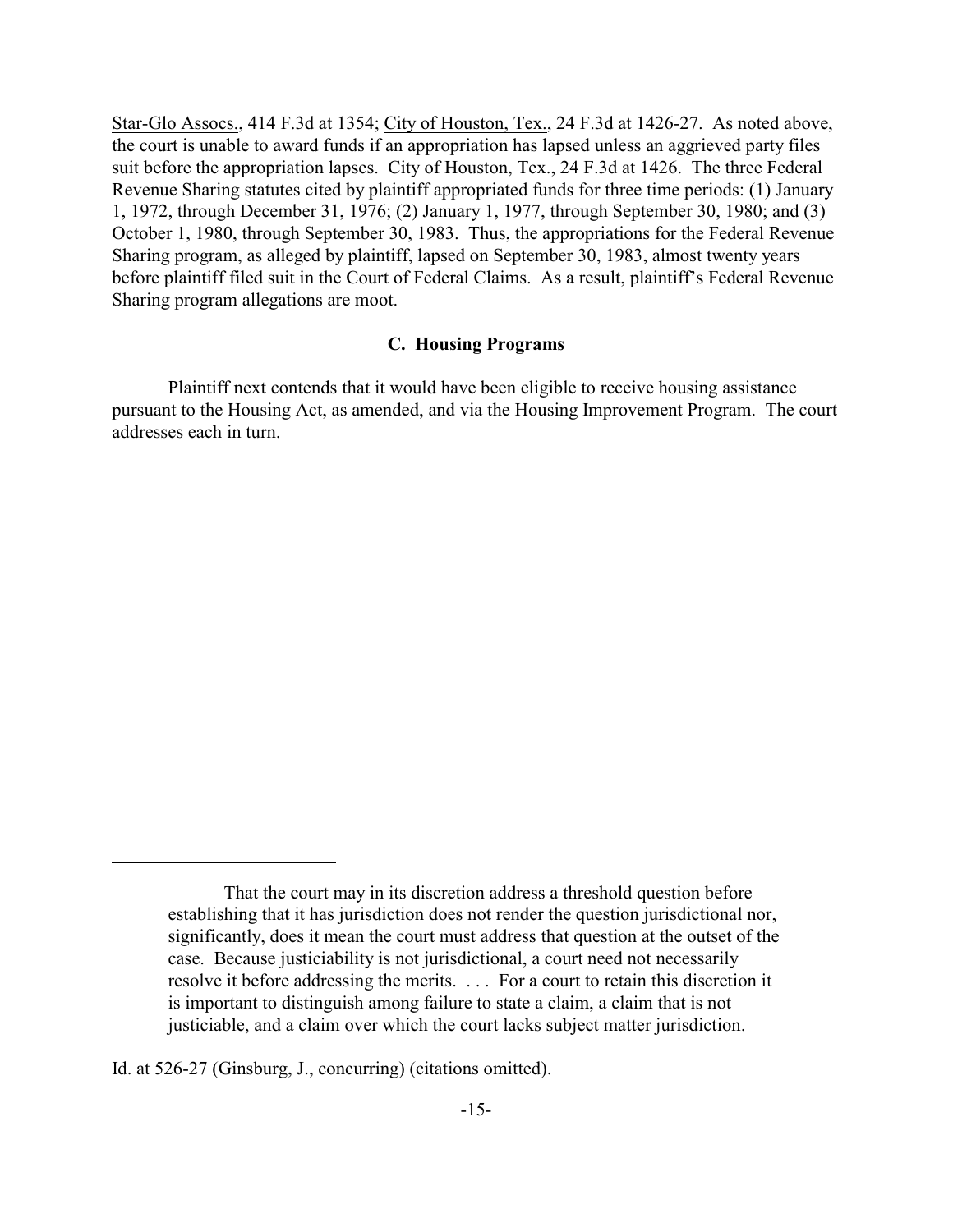Star-Glo Assocs., 414 F.3d at 1354; City of Houston, Tex., 24 F.3d at 1426-27. As noted above, the court is unable to award funds if an appropriation has lapsed unless an aggrieved party files suit before the appropriation lapses. City of Houston, Tex., 24 F.3d at 1426. The three Federal Revenue Sharing statutes cited by plaintiff appropriated funds for three time periods: (1) January 1, 1972, through December 31, 1976; (2) January 1, 1977, through September 30, 1980; and (3) October 1, 1980, through September 30, 1983. Thus, the appropriations for the Federal Revenue Sharing program, as alleged by plaintiff, lapsed on September 30, 1983, almost twenty years before plaintiff filed suit in the Court of Federal Claims. As a result, plaintiff's Federal Revenue Sharing program allegations are moot.

### C. Housing Programs

Plaintiff next contends that it would have been eligible to receive housing assistance pursuant to the Housing Act, as amended, and via the Housing Improvement Program. The court addresses each in turn.

---

> That the court may in its discretion address a threshold question before establishing that it has jurisdiction does not render the question jurisdictional nor, significantly, does it mean the court must address that question at the outset of the case. Because justiciability is not jurisdictional, a court need not necessarily resolve it before addressing the merits. . . . For a court to retain this discretion it is important to distinguish among failure to state a claim, a claim that is not justiciable, and a claim over which the court lacks subject matter jurisdiction.

Id. at 526-27 (Ginsburg, J., concurring) (citations omitted).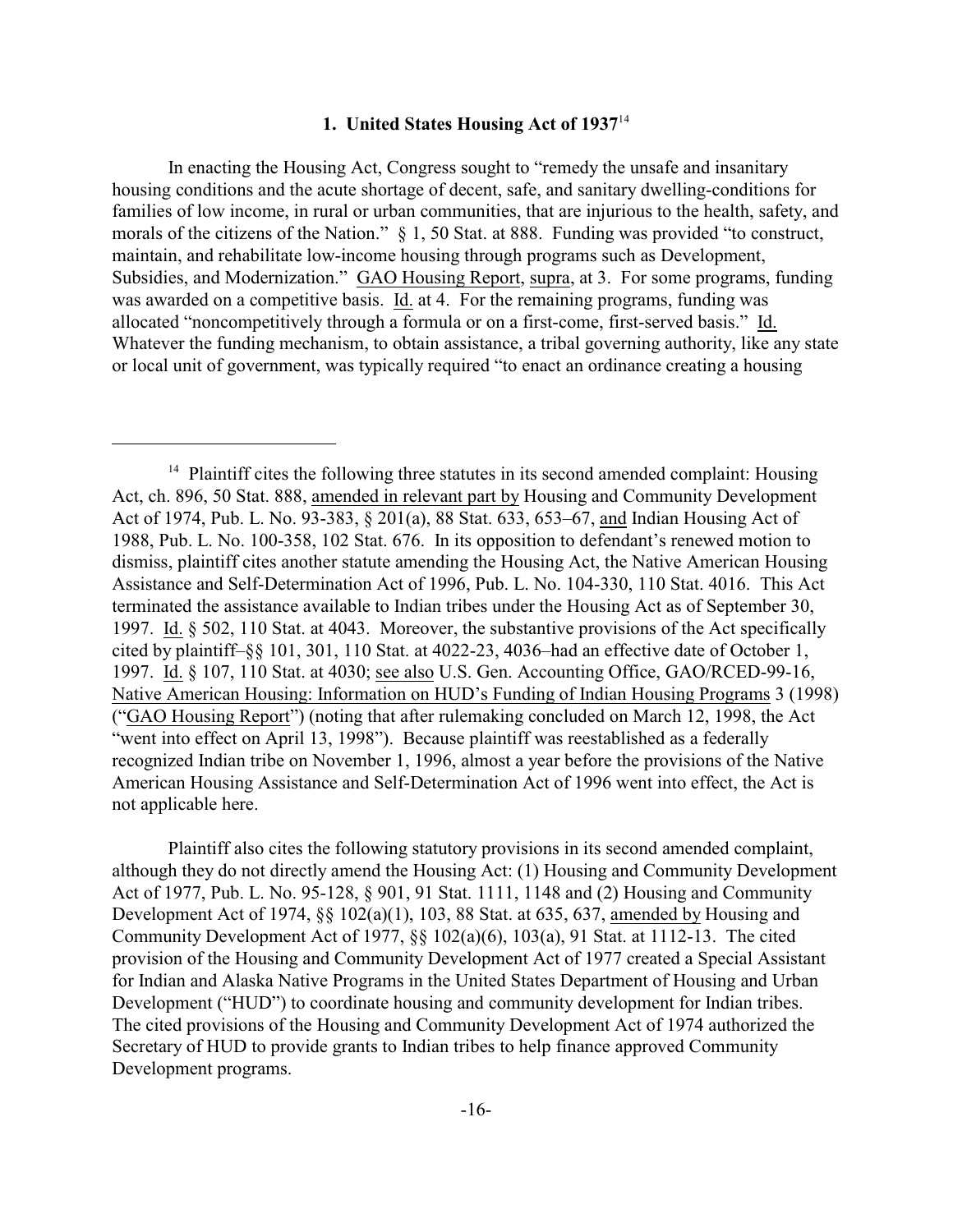### 1. United States Housing Act of 1937[14]

In enacting the Housing Act, Congress sought to "remedy the unsafe and insanitary housing conditions and the acute shortage of decent, safe, and sanitary dwelling-conditions for families of low income, in rural or urban communities, that are injurious to the health, safety, and morals of the citizens of the Nation." § 1, 50 Stat. at 888. Funding was provided "to construct, maintain, and rehabilitate low-income housing through programs such as Development, Subsidies, and Modernization." GAO Housing Report, supra, at 3. For some programs, funding was awarded on a competitive basis. Id. at 4. For the remaining programs, funding was allocated "noncompetitively through a formula or on a first-come, first-served basis." Id. Whatever the funding mechanism, to obtain assistance, a tribal governing authority, like any state or local unit of government, was typically required "to enact an ordinance creating a housing

---

[14] Plaintiff cites the following three statutes in its second amended complaint: Housing Act, ch. 896, 50 Stat. 888, amended in relevant part by Housing and Community Development Act of 1974, Pub. L. No. 93-383, § 201(a), 88 Stat. 633, 653–67, and Indian Housing Act of 1988, Pub. L. No. 100-358, 102 Stat. 676. In its opposition to defendant's renewed motion to dismiss, plaintiff cites another statute amending the Housing Act, the Native American Housing Assistance and Self-Determination Act of 1996, Pub. L. No. 104-330, 110 Stat. 4016. This Act terminated the assistance available to Indian tribes under the Housing Act as of September 30, 1997. Id. § 502, 110 Stat. at 4043. Moreover, the substantive provisions of the Act specifically cited by plaintiff–§§ 101, 301, 110 Stat. at 4022-23, 4036–had an effective date of October 1, 1997. Id. § 107, 110 Stat. at 4030; see also U.S. Gen. Accounting Office, GAO/RCED-99-16, Native American Housing: Information on HUD's Funding of Indian Housing Programs 3 (1998) ("GAO Housing Report") (noting that after rulemaking concluded on March 12, 1998, the Act "went into effect on April 13, 1998"). Because plaintiff was reestablished as a federally recognized Indian tribe on November 1, 1996, almost a year before the provisions of the Native American Housing Assistance and Self-Determination Act of 1996 went into effect, the Act is not applicable here.

Plaintiff also cites the following statutory provisions in its second amended complaint, although they do not directly amend the Housing Act: (1) Housing and Community Development Act of 1977, Pub. L. No. 95-128, § 901, 91 Stat. 1111, 1148 and (2) Housing and Community Development Act of 1974, §§ 102(a)(1), 103, 88 Stat. at 635, 637, amended by Housing and Community Development Act of 1977, §§ 102(a)(6), 103(a), 91 Stat. at 1112-13. The cited provision of the Housing and Community Development Act of 1977 created a Special Assistant for Indian and Alaska Native Programs in the United States Department of Housing and Urban Development ("HUD") to coordinate housing and community development for Indian tribes. The cited provisions of the Housing and Community Development Act of 1974 authorized the Secretary of HUD to provide grants to Indian tribes to help finance approved Community Development programs.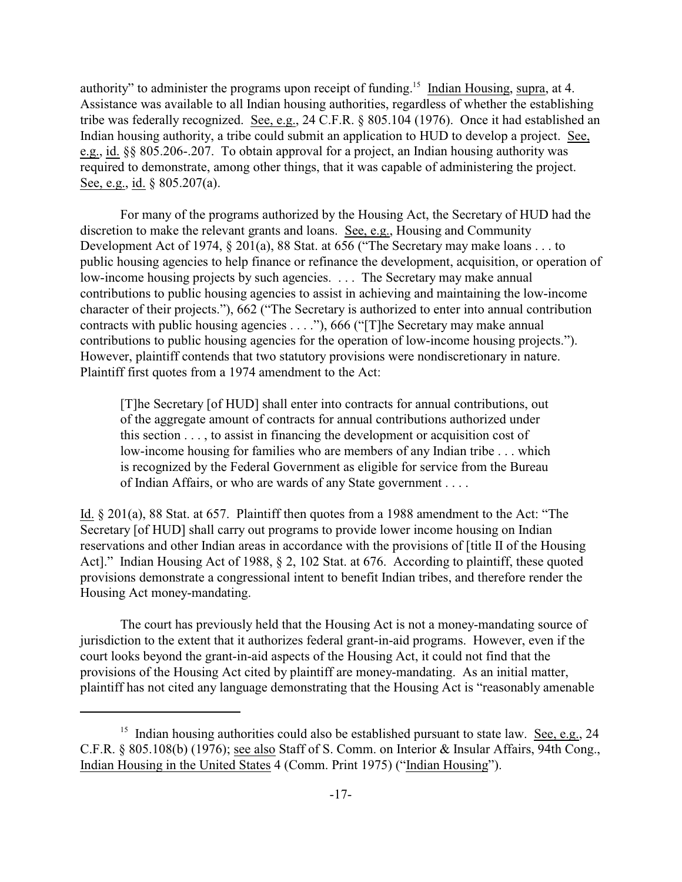authority" to administer the programs upon receipt of funding.[15] Indian Housing, supra, at 4. Assistance was available to all Indian housing authorities, regardless of whether the establishing tribe was federally recognized. See, e.g., 24 C.F.R. § 805.104 (1976). Once it had established an Indian housing authority, a tribe could submit an application to HUD to develop a project. See, e.g., id. §§ 805.206-.207. To obtain approval for a project, an Indian housing authority was required to demonstrate, among other things, that it was capable of administering the project. See, e.g., id. § 805.207(a).

For many of the programs authorized by the Housing Act, the Secretary of HUD had the discretion to make the relevant grants and loans. See, e.g., Housing and Community Development Act of 1974, § 201(a), 88 Stat. at 656 ("The Secretary may make loans . . . to public housing agencies to help finance or refinance the development, acquisition, or operation of low-income housing projects by such agencies. . . . The Secretary may make annual contributions to public housing agencies to assist in achieving and maintaining the low-income character of their projects."), 662 ("The Secretary is authorized to enter into annual contribution contracts with public housing agencies . . . ."), 666 ("[T]he Secretary may make annual contributions to public housing agencies for the operation of low-income housing projects."). However, plaintiff contends that two statutory provisions were nondiscretionary in nature. Plaintiff first quotes from a 1974 amendment to the Act:

> [T]he Secretary [of HUD] shall enter into contracts for annual contributions, out of the aggregate amount of contracts for annual contributions authorized under this section . . . , to assist in financing the development or acquisition cost of low-income housing for families who are members of any Indian tribe . . . which is recognized by the Federal Government as eligible for service from the Bureau of Indian Affairs, or who are wards of any State government . . . .

Id. § 201(a), 88 Stat. at 657. Plaintiff then quotes from a 1988 amendment to the Act: "The Secretary [of HUD] shall carry out programs to provide lower income housing on Indian reservations and other Indian areas in accordance with the provisions of [title II of the Housing Act]." Indian Housing Act of 1988, § 2, 102 Stat. at 676. According to plaintiff, these quoted provisions demonstrate a congressional intent to benefit Indian tribes, and therefore render the Housing Act money-mandating.

The court has previously held that the Housing Act is not a money-mandating source of jurisdiction to the extent that it authorizes federal grant-in-aid programs. However, even if the court looks beyond the grant-in-aid aspects of the Housing Act, it could not find that the provisions of the Housing Act cited by plaintiff are money-mandating. As an initial matter, plaintiff has not cited any language demonstrating that the Housing Act is "reasonably amenable

---

[15] Indian housing authorities could also be established pursuant to state law. See, e.g., 24 C.F.R. § 805.108(b) (1976); see also Staff of S. Comm. on Interior & Insular Affairs, 94th Cong., Indian Housing in the United States 4 (Comm. Print 1975) ("Indian Housing").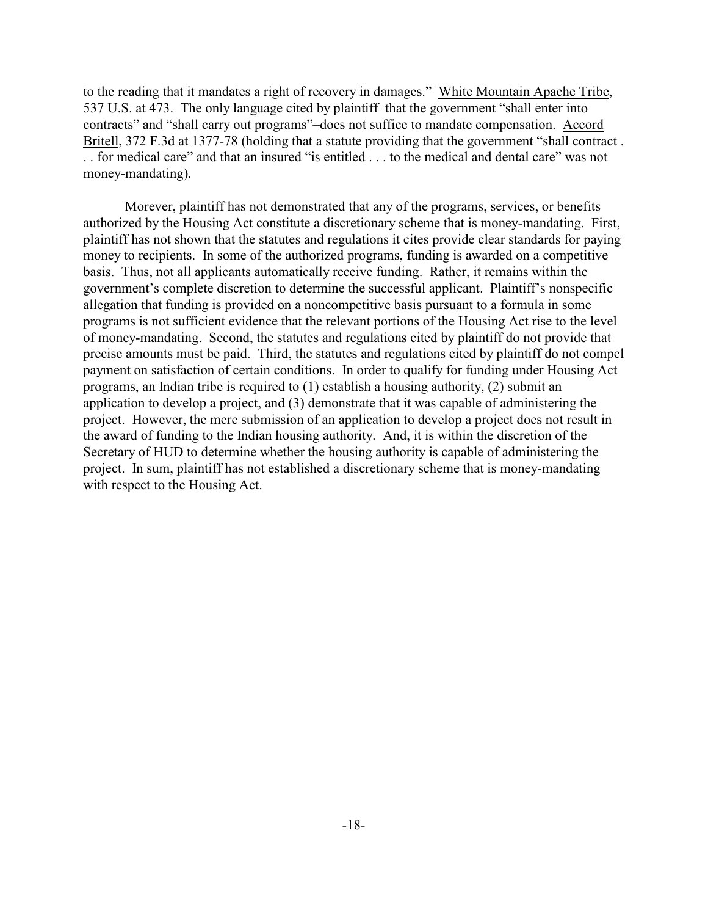to the reading that it mandates a right of recovery in damages." White Mountain Apache Tribe, 537 U.S. at 473. The only language cited by plaintiff–that the government "shall enter into contracts" and "shall carry out programs"–does not suffice to mandate compensation. Accord Britell, 372 F.3d at 1377-78 (holding that a statute providing that the government "shall contract . . . for medical care" and that an insured "is entitled . . . to the medical and dental care" was not money-mandating).

Morever, plaintiff has not demonstrated that any of the programs, services, or benefits authorized by the Housing Act constitute a discretionary scheme that is money-mandating. First, plaintiff has not shown that the statutes and regulations it cites provide clear standards for paying money to recipients. In some of the authorized programs, funding is awarded on a competitive basis. Thus, not all applicants automatically receive funding. Rather, it remains within the government's complete discretion to determine the successful applicant. Plaintiff's nonspecific allegation that funding is provided on a noncompetitive basis pursuant to a formula in some programs is not sufficient evidence that the relevant portions of the Housing Act rise to the level of money-mandating. Second, the statutes and regulations cited by plaintiff do not provide that precise amounts must be paid. Third, the statutes and regulations cited by plaintiff do not compel payment on satisfaction of certain conditions. In order to qualify for funding under Housing Act programs, an Indian tribe is required to (1) establish a housing authority, (2) submit an application to develop a project, and (3) demonstrate that it was capable of administering the project. However, the mere submission of an application to develop a project does not result in the award of funding to the Indian housing authority. And, it is within the discretion of the Secretary of HUD to determine whether the housing authority is capable of administering the project. In sum, plaintiff has not established a discretionary scheme that is money-mandating with respect to the Housing Act.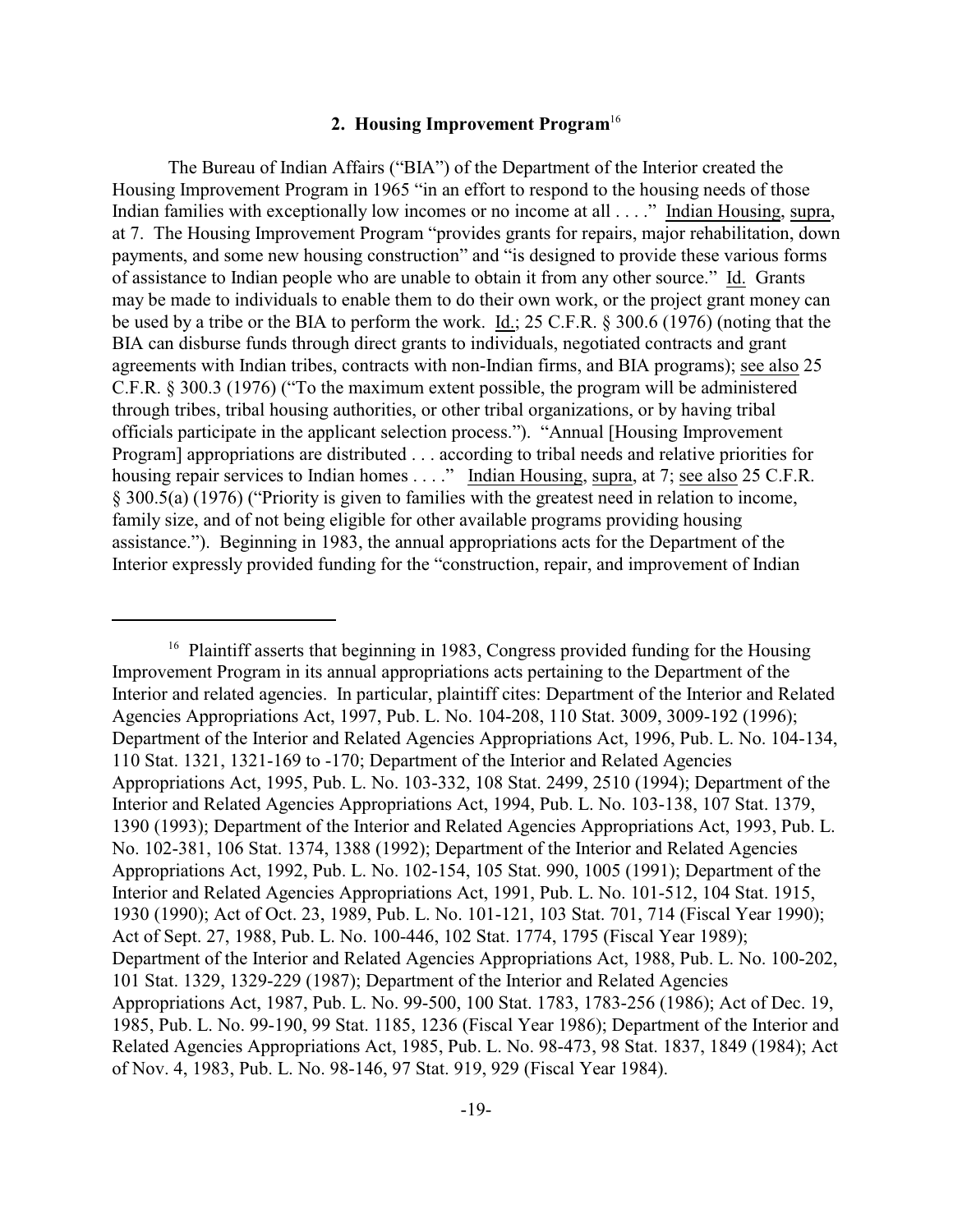### 2. Housing Improvement Program[16]

The Bureau of Indian Affairs ("BIA") of the Department of the Interior created the Housing Improvement Program in 1965 "in an effort to respond to the housing needs of those Indian families with exceptionally low incomes or no income at all . . . ." Indian Housing, supra, at 7. The Housing Improvement Program "provides grants for repairs, major rehabilitation, down payments, and some new housing construction" and "is designed to provide these various forms of assistance to Indian people who are unable to obtain it from any other source." Id. Grants may be made to individuals to enable them to do their own work, or the project grant money can be used by a tribe or the BIA to perform the work. Id.; 25 C.F.R. § 300.6 (1976) (noting that the BIA can disburse funds through direct grants to individuals, negotiated contracts and grant agreements with Indian tribes, contracts with non-Indian firms, and BIA programs); see also 25 C.F.R. § 300.3 (1976) ("To the maximum extent possible, the program will be administered through tribes, tribal housing authorities, or other tribal organizations, or by having tribal officials participate in the applicant selection process."). "Annual [Housing Improvement Program] appropriations are distributed . . . according to tribal needs and relative priorities for housing repair services to Indian homes . . . ." Indian Housing, supra, at 7; see also 25 C.F.R. § 300.5(a) (1976) ("Priority is given to families with the greatest need in relation to income, family size, and of not being eligible for other available programs providing housing assistance."). Beginning in 1983, the annual appropriations acts for the Department of the Interior expressly provided funding for the "construction, repair, and improvement of Indian

---

[16] Plaintiff asserts that beginning in 1983, Congress provided funding for the Housing Improvement Program in its annual appropriations acts pertaining to the Department of the Interior and related agencies. In particular, plaintiff cites: Department of the Interior and Related Agencies Appropriations Act, 1997, Pub. L. No. 104-208, 110 Stat. 3009, 3009-192 (1996); Department of the Interior and Related Agencies Appropriations Act, 1996, Pub. L. No. 104-134, 110 Stat. 1321, 1321-169 to -170; Department of the Interior and Related Agencies Appropriations Act, 1995, Pub. L. No. 103-332, 108 Stat. 2499, 2510 (1994); Department of the Interior and Related Agencies Appropriations Act, 1994, Pub. L. No. 103-138, 107 Stat. 1379, 1390 (1993); Department of the Interior and Related Agencies Appropriations Act, 1993, Pub. L. No. 102-381, 106 Stat. 1374, 1388 (1992); Department of the Interior and Related Agencies Appropriations Act, 1992, Pub. L. No. 102-154, 105 Stat. 990, 1005 (1991); Department of the Interior and Related Agencies Appropriations Act, 1991, Pub. L. No. 101-512, 104 Stat. 1915, 1930 (1990); Act of Oct. 23, 1989, Pub. L. No. 101-121, 103 Stat. 701, 714 (Fiscal Year 1990); Act of Sept. 27, 1988, Pub. L. No. 100-446, 102 Stat. 1774, 1795 (Fiscal Year 1989); Department of the Interior and Related Agencies Appropriations Act, 1988, Pub. L. No. 100-202, 101 Stat. 1329, 1329-229 (1987); Department of the Interior and Related Agencies Appropriations Act, 1987, Pub. L. No. 99-500, 100 Stat. 1783, 1783-256 (1986); Act of Dec. 19, 1985, Pub. L. No. 99-190, 99 Stat. 1185, 1236 (Fiscal Year 1986); Department of the Interior and Related Agencies Appropriations Act, 1985, Pub. L. No. 98-473, 98 Stat. 1837, 1849 (1984); Act of Nov. 4, 1983, Pub. L. No. 98-146, 97 Stat. 919, 929 (Fiscal Year 1984).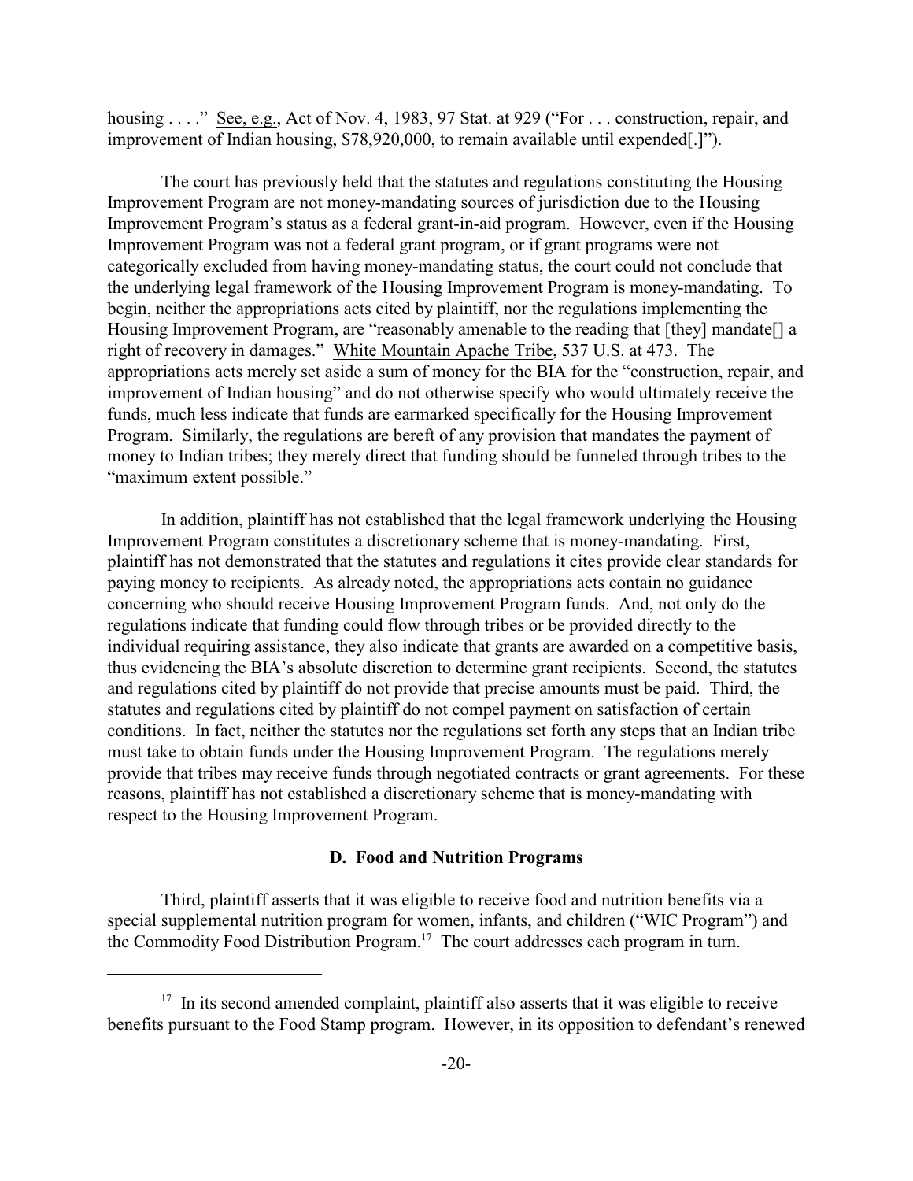housing . . . ." See, e.g., Act of Nov. 4, 1983, 97 Stat. at 929 ("For . . . construction, repair, and improvement of Indian housing, $78,920,000, to remain available until expended[.]").

The court has previously held that the statutes and regulations constituting the Housing Improvement Program are not money-mandating sources of jurisdiction due to the Housing Improvement Program's status as a federal grant-in-aid program. However, even if the Housing Improvement Program was not a federal grant program, or if grant programs were not categorically excluded from having money-mandating status, the court could not conclude that the underlying legal framework of the Housing Improvement Program is money-mandating. To begin, neither the appropriations acts cited by plaintiff, nor the regulations implementing the Housing Improvement Program, are "reasonably amenable to the reading that [they] mandate[] a right of recovery in damages." White Mountain Apache Tribe, 537 U.S. at 473. The appropriations acts merely set aside a sum of money for the BIA for the "construction, repair, and improvement of Indian housing" and do not otherwise specify who would ultimately receive the funds, much less indicate that funds are earmarked specifically for the Housing Improvement Program. Similarly, the regulations are bereft of any provision that mandates the payment of money to Indian tribes; they merely direct that funding should be funneled through tribes to the "maximum extent possible."

In addition, plaintiff has not established that the legal framework underlying the Housing Improvement Program constitutes a discretionary scheme that is money-mandating. First, plaintiff has not demonstrated that the statutes and regulations it cites provide clear standards for paying money to recipients. As already noted, the appropriations acts contain no guidance concerning who should receive Housing Improvement Program funds. And, not only do the regulations indicate that funding could flow through tribes or be provided directly to the individual requiring assistance, they also indicate that grants are awarded on a competitive basis, thus evidencing the BIA's absolute discretion to determine grant recipients. Second, the statutes and regulations cited by plaintiff do not provide that precise amounts must be paid. Third, the statutes and regulations cited by plaintiff do not compel payment on satisfaction of certain conditions. In fact, neither the statutes nor the regulations set forth any steps that an Indian tribe must take to obtain funds under the Housing Improvement Program. The regulations merely provide that tribes may receive funds through negotiated contracts or grant agreements. For these reasons, plaintiff has not established a discretionary scheme that is money-mandating with respect to the Housing Improvement Program.

### D. Food and Nutrition Programs

Third, plaintiff asserts that it was eligible to receive food and nutrition benefits via a special supplemental nutrition program for women, infants, and children ("WIC Program") and the Commodity Food Distribution Program.[17] The court addresses each program in turn.

---

[17] In its second amended complaint, plaintiff also asserts that it was eligible to receive benefits pursuant to the Food Stamp program. However, in its opposition to defendant's renewed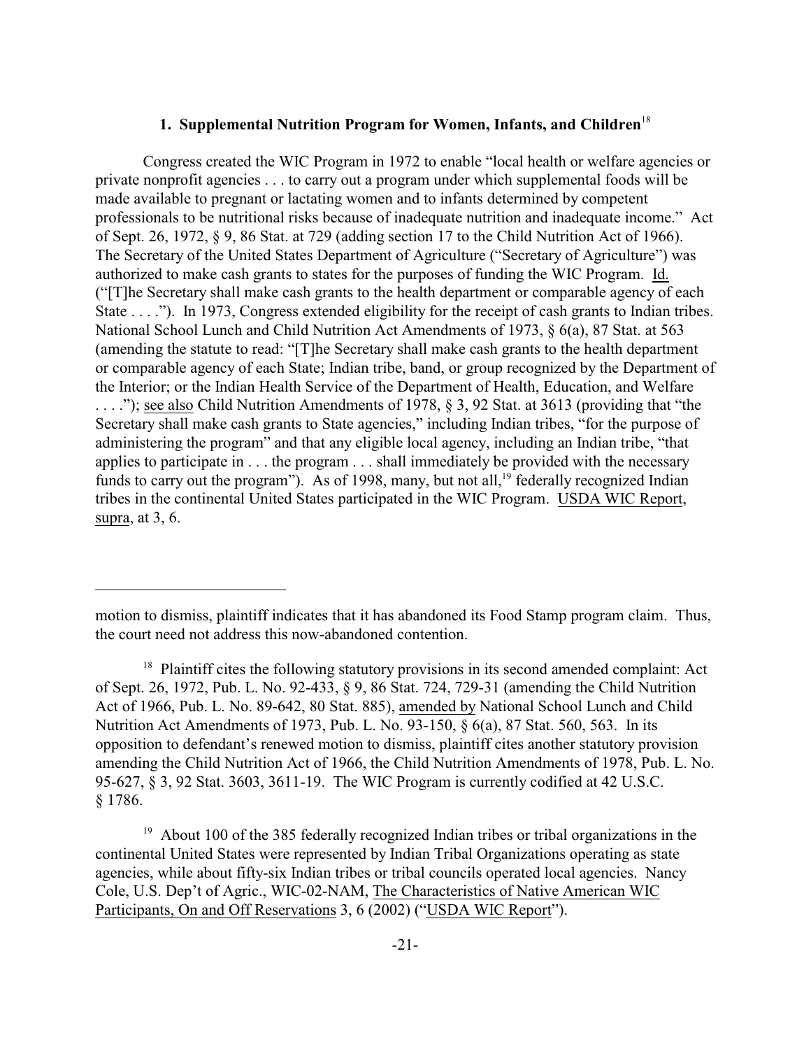### 1. Supplemental Nutrition Program for Women, Infants, and Children[18]

Congress created the WIC Program in 1972 to enable "local health or welfare agencies or private nonprofit agencies . . . to carry out a program under which supplemental foods will be made available to pregnant or lactating women and to infants determined by competent professionals to be nutritional risks because of inadequate nutrition and inadequate income." Act of Sept. 26, 1972, § 9, 86 Stat. at 729 (adding section 17 to the Child Nutrition Act of 1966). The Secretary of the United States Department of Agriculture ("Secretary of Agriculture") was authorized to make cash grants to states for the purposes of funding the WIC Program. Id. ("[T]he Secretary shall make cash grants to the health department or comparable agency of each State . . . ."). In 1973, Congress extended eligibility for the receipt of cash grants to Indian tribes. National School Lunch and Child Nutrition Act Amendments of 1973, § 6(a), 87 Stat. at 563 (amending the statute to read: "[T]he Secretary shall make cash grants to the health department or comparable agency of each State; Indian tribe, band, or group recognized by the Department of the Interior; or the Indian Health Service of the Department of Health, Education, and Welfare . . . ."); see also Child Nutrition Amendments of 1978, § 3, 92 Stat. at 3613 (providing that "the Secretary shall make cash grants to State agencies," including Indian tribes, "for the purpose of administering the program" and that any eligible local agency, including an Indian tribe, "that applies to participate in . . . the program . . . shall immediately be provided with the necessary funds to carry out the program"). As of 1998, many, but not all,[19] federally recognized Indian tribes in the continental United States participated in the WIC Program. USDA WIC Report, supra, at 3, 6.

---

motion to dismiss, plaintiff indicates that it has abandoned its Food Stamp program claim. Thus, the court need not address this now-abandoned contention.

[18] Plaintiff cites the following statutory provisions in its second amended complaint: Act of Sept. 26, 1972, Pub. L. No. 92-433, § 9, 86 Stat. 724, 729-31 (amending the Child Nutrition Act of 1966, Pub. L. No. 89-642, 80 Stat. 885), amended by National School Lunch and Child Nutrition Act Amendments of 1973, Pub. L. No. 93-150, § 6(a), 87 Stat. 560, 563. In its opposition to defendant's renewed motion to dismiss, plaintiff cites another statutory provision amending the Child Nutrition Act of 1966, the Child Nutrition Amendments of 1978, Pub. L. No. 95-627, § 3, 92 Stat. 3603, 3611-19. The WIC Program is currently codified at 42 U.S.C. § 1786.

[19] About 100 of the 385 federally recognized Indian tribes or tribal organizations in the continental United States were represented by Indian Tribal Organizations operating as state agencies, while about fifty-six Indian tribes or tribal councils operated local agencies. Nancy Cole, U.S. Dep't of Agric., WIC-02-NAM, The Characteristics of Native American WIC Participants, On and Off Reservations 3, 6 (2002) ("USDA WIC Report").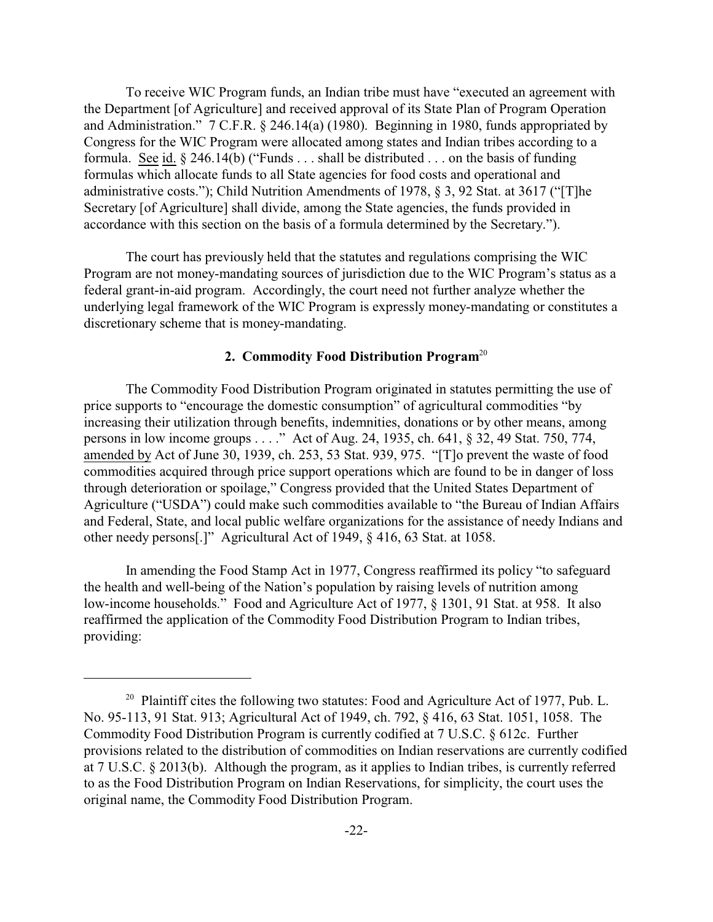To receive WIC Program funds, an Indian tribe must have "executed an agreement with the Department [of Agriculture] and received approval of its State Plan of Program Operation and Administration." 7 C.F.R. § 246.14(a) (1980). Beginning in 1980, funds appropriated by Congress for the WIC Program were allocated among states and Indian tribes according to a formula. See id. § 246.14(b) ("Funds . . . shall be distributed . . . on the basis of funding formulas which allocate funds to all State agencies for food costs and operational and administrative costs."); Child Nutrition Amendments of 1978, § 3, 92 Stat. at 3617 ("[T]he Secretary [of Agriculture] shall divide, among the State agencies, the funds provided in accordance with this section on the basis of a formula determined by the Secretary.").

The court has previously held that the statutes and regulations comprising the WIC Program are not money-mandating sources of jurisdiction due to the WIC Program's status as a federal grant-in-aid program. Accordingly, the court need not further analyze whether the underlying legal framework of the WIC Program is expressly money-mandating or constitutes a discretionary scheme that is money-mandating.

### 2. Commodity Food Distribution Program[20]

The Commodity Food Distribution Program originated in statutes permitting the use of price supports to "encourage the domestic consumption" of agricultural commodities "by increasing their utilization through benefits, indemnities, donations or by other means, among persons in low income groups . . . ." Act of Aug. 24, 1935, ch. 641, § 32, 49 Stat. 750, 774, amended by Act of June 30, 1939, ch. 253, 53 Stat. 939, 975. "[T]o prevent the waste of food commodities acquired through price support operations which are found to be in danger of loss through deterioration or spoilage," Congress provided that the United States Department of Agriculture ("USDA") could make such commodities available to "the Bureau of Indian Affairs and Federal, State, and local public welfare organizations for the assistance of needy Indians and other needy persons[.]" Agricultural Act of 1949, § 416, 63 Stat. at 1058.

In amending the Food Stamp Act in 1977, Congress reaffirmed its policy "to safeguard the health and well-being of the Nation's population by raising levels of nutrition among low-income households." Food and Agriculture Act of 1977, § 1301, 91 Stat. at 958. It also reaffirmed the application of the Commodity Food Distribution Program to Indian tribes, providing:

---

[20] Plaintiff cites the following two statutes: Food and Agriculture Act of 1977, Pub. L. No. 95-113, 91 Stat. 913; Agricultural Act of 1949, ch. 792, § 416, 63 Stat. 1051, 1058. The Commodity Food Distribution Program is currently codified at 7 U.S.C. § 612c. Further provisions related to the distribution of commodities on Indian reservations are currently codified at 7 U.S.C. § 2013(b). Although the program, as it applies to Indian tribes, is currently referred to as the Food Distribution Program on Indian Reservations, for simplicity, the court uses the original name, the Commodity Food Distribution Program.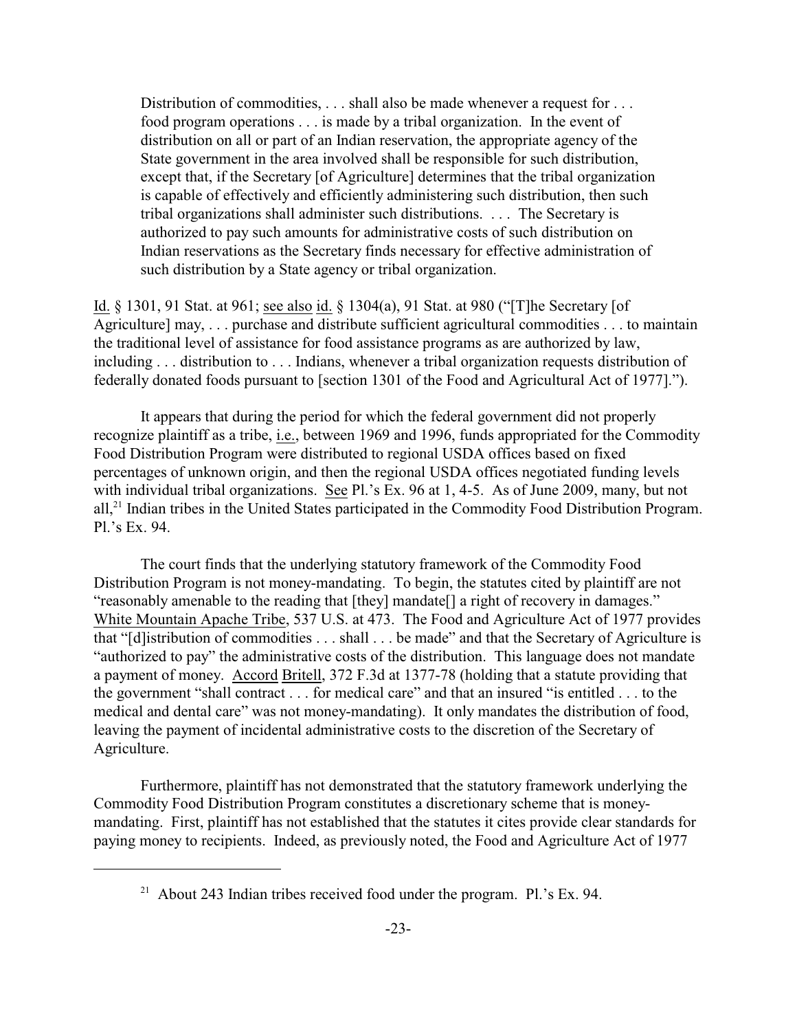> Distribution of commodities, . . . shall also be made whenever a request for . . . food program operations . . . is made by a tribal organization. In the event of distribution on all or part of an Indian reservation, the appropriate agency of the State government in the area involved shall be responsible for such distribution, except that, if the Secretary [of Agriculture] determines that the tribal organization is capable of effectively and efficiently administering such distribution, then such tribal organizations shall administer such distributions. . . . The Secretary is authorized to pay such amounts for administrative costs of such distribution on Indian reservations as the Secretary finds necessary for effective administration of such distribution by a State agency or tribal organization.

Id. § 1301, 91 Stat. at 961; see also id. § 1304(a), 91 Stat. at 980 ("[T]he Secretary [of Agriculture] may, . . . purchase and distribute sufficient agricultural commodities . . . to maintain the traditional level of assistance for food assistance programs as are authorized by law, including . . . distribution to . . . Indians, whenever a tribal organization requests distribution of federally donated foods pursuant to [section 1301 of the Food and Agricultural Act of 1977].").

It appears that during the period for which the federal government did not properly recognize plaintiff as a tribe, i.e., between 1969 and 1996, funds appropriated for the Commodity Food Distribution Program were distributed to regional USDA offices based on fixed percentages of unknown origin, and then the regional USDA offices negotiated funding levels with individual tribal organizations. See Pl.'s Ex. 96 at 1, 4-5. As of June 2009, many, but not all,[21] Indian tribes in the United States participated in the Commodity Food Distribution Program. Pl.'s Ex. 94.

The court finds that the underlying statutory framework of the Commodity Food Distribution Program is not money-mandating. To begin, the statutes cited by plaintiff are not "reasonably amenable to the reading that [they] mandate[] a right of recovery in damages." White Mountain Apache Tribe, 537 U.S. at 473. The Food and Agriculture Act of 1977 provides that "[d]istribution of commodities . . . shall . . . be made" and that the Secretary of Agriculture is "authorized to pay" the administrative costs of the distribution. This language does not mandate a payment of money. Accord Britell, 372 F.3d at 1377-78 (holding that a statute providing that the government "shall contract . . . for medical care" and that an insured "is entitled . . . to the medical and dental care" was not money-mandating). It only mandates the distribution of food, leaving the payment of incidental administrative costs to the discretion of the Secretary of Agriculture.

Furthermore, plaintiff has not demonstrated that the statutory framework underlying the Commodity Food Distribution Program constitutes a discretionary scheme that is money-mandating. First, plaintiff has not established that the statutes it cites provide clear standards for paying money to recipients. Indeed, as previously noted, the Food and Agriculture Act of 1977

---

[21] About 243 Indian tribes received food under the program. Pl.'s Ex. 94.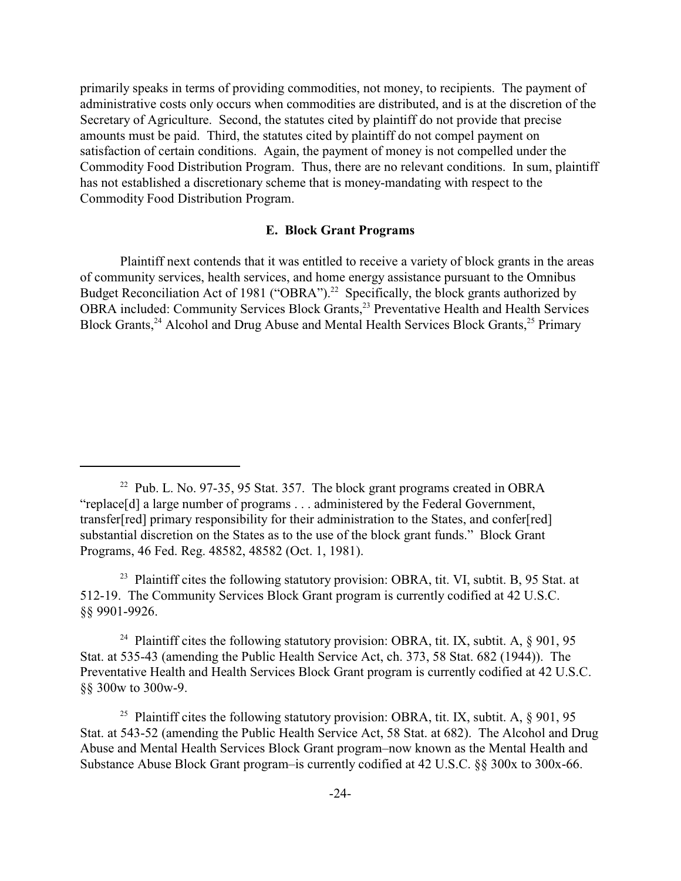primarily speaks in terms of providing commodities, not money, to recipients. The payment of administrative costs only occurs when commodities are distributed, and is at the discretion of the Secretary of Agriculture. Second, the statutes cited by plaintiff do not provide that precise amounts must be paid. Third, the statutes cited by plaintiff do not compel payment on satisfaction of certain conditions. Again, the payment of money is not compelled under the Commodity Food Distribution Program. Thus, there are no relevant conditions. In sum, plaintiff has not established a discretionary scheme that is money-mandating with respect to the Commodity Food Distribution Program.

### E. Block Grant Programs

Plaintiff next contends that it was entitled to receive a variety of block grants in the areas of community services, health services, and home energy assistance pursuant to the Omnibus Budget Reconciliation Act of 1981 ("OBRA").[22] Specifically, the block grants authorized by OBRA included: Community Services Block Grants,[23] Preventative Health and Health Services Block Grants,[24] Alcohol and Drug Abuse and Mental Health Services Block Grants,[25] Primary

---

[22] Pub. L. No. 97-35, 95 Stat. 357. The block grant programs created in OBRA "replace[d] a large number of programs . . . administered by the Federal Government, transfer[red] primary responsibility for their administration to the States, and confer[red] substantial discretion on the States as to the use of the block grant funds." Block Grant Programs, 46 Fed. Reg. 48582, 48582 (Oct. 1, 1981).

[23] Plaintiff cites the following statutory provision: OBRA, tit. VI, subtit. B, 95 Stat. at 512-19. The Community Services Block Grant program is currently codified at 42 U.S.C. §§ 9901-9926.

[24] Plaintiff cites the following statutory provision: OBRA, tit. IX, subtit. A, § 901, 95 Stat. at 535-43 (amending the Public Health Service Act, ch. 373, 58 Stat. 682 (1944)). The Preventative Health and Health Services Block Grant program is currently codified at 42 U.S.C. §§ 300w to 300w-9.

[25] Plaintiff cites the following statutory provision: OBRA, tit. IX, subtit. A, § 901, 95 Stat. at 543-52 (amending the Public Health Service Act, 58 Stat. at 682). The Alcohol and Drug Abuse and Mental Health Services Block Grant program–now known as the Mental Health and Substance Abuse Block Grant program–is currently codified at 42 U.S.C. §§ 300x to 300x-66.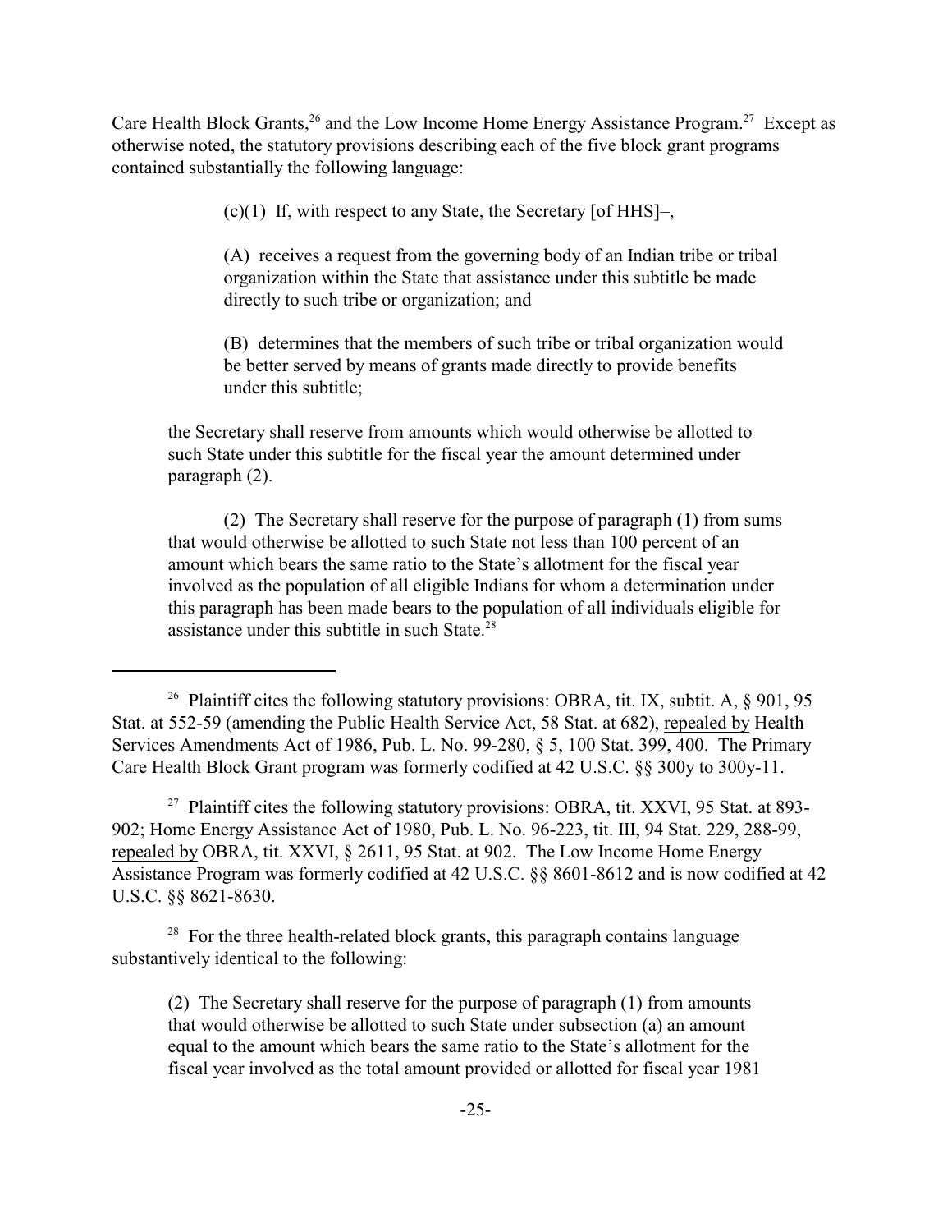Care Health Block Grants,[26] and the Low Income Home Energy Assistance Program.[27] Except as otherwise noted, the statutory provisions describing each of the five block grant programs contained substantially the following language:

> (c)(1) If, with respect to any State, the Secretary [of HHS]–,
>
> (A) receives a request from the governing body of an Indian tribe or tribal organization within the State that assistance under this subtitle be made directly to such tribe or organization; and
>
> (B) determines that the members of such tribe or tribal organization would be better served by means of grants made directly to provide benefits under this subtitle;
>
> the Secretary shall reserve from amounts which would otherwise be allotted to such State under this subtitle for the fiscal year the amount determined under paragraph (2).
>
> (2) The Secretary shall reserve for the purpose of paragraph (1) from sums that would otherwise be allotted to such State not less than 100 percent of an amount which bears the same ratio to the State's allotment for the fiscal year involved as the population of all eligible Indians for whom a determination under this paragraph has been made bears to the population of all individuals eligible for assistance under this subtitle in such State.[28]

---

[26] Plaintiff cites the following statutory provisions: OBRA, tit. IX, subtit. A, § 901, 95 Stat. at 552-59 (amending the Public Health Service Act, 58 Stat. at 682), repealed by Health Services Amendments Act of 1986, Pub. L. No. 99-280, § 5, 100 Stat. 399, 400. The Primary Care Health Block Grant program was formerly codified at 42 U.S.C. §§ 300y to 300y-11.

[27] Plaintiff cites the following statutory provisions: OBRA, tit. XXVI, 95 Stat. at 893-902; Home Energy Assistance Act of 1980, Pub. L. No. 96-223, tit. III, 94 Stat. 229, 288-99, repealed by OBRA, tit. XXVI, § 2611, 95 Stat. at 902. The Low Income Home Energy Assistance Program was formerly codified at 42 U.S.C. §§ 8601-8612 and is now codified at 42 U.S.C. §§ 8621-8630.

[28] For the three health-related block grants, this paragraph contains language substantively identical to the following:

> (2) The Secretary shall reserve for the purpose of paragraph (1) from amounts that would otherwise be allotted to such State under subsection (a) an amount equal to the amount which bears the same ratio to the State's allotment for the fiscal year involved as the total amount provided or allotted for fiscal year 1981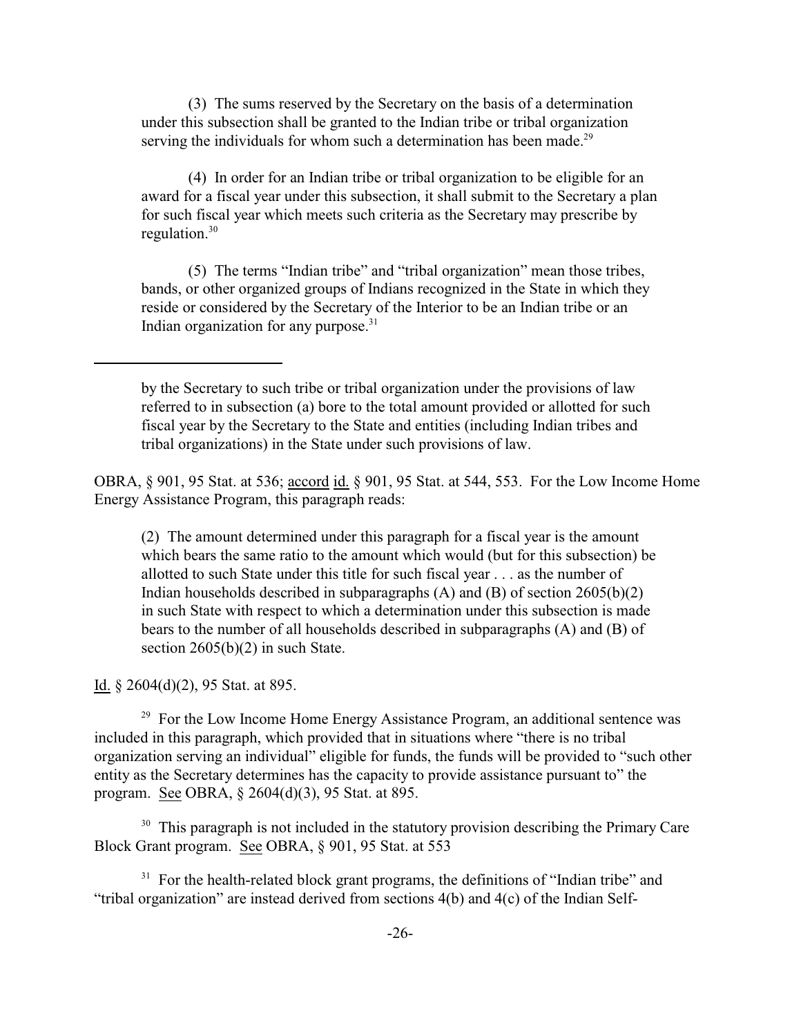(3) The sums reserved by the Secretary on the basis of a determination under this subsection shall be granted to the Indian tribe or tribal organization serving the individuals for whom such a determination has been made.[29]

(4) In order for an Indian tribe or tribal organization to be eligible for an award for a fiscal year under this subsection, it shall submit to the Secretary a plan for such fiscal year which meets such criteria as the Secretary may prescribe by regulation.[30]

(5) The terms "Indian tribe" and "tribal organization" mean those tribes, bands, or other organized groups of Indians recognized in the State in which they reside or considered by the Secretary of the Interior to be an Indian tribe or an Indian organization for any purpose.[31]

---

> by the Secretary to such tribe or tribal organization under the provisions of law referred to in subsection (a) bore to the total amount provided or allotted for such fiscal year by the Secretary to the State and entities (including Indian tribes and tribal organizations) in the State under such provisions of law.

OBRA, § 901, 95 Stat. at 536; accord id. § 901, 95 Stat. at 544, 553. For the Low Income Home Energy Assistance Program, this paragraph reads:

> (2) The amount determined under this paragraph for a fiscal year is the amount which bears the same ratio to the amount which would (but for this subsection) be allotted to such State under this title for such fiscal year . . . as the number of Indian households described in subparagraphs (A) and (B) of section 2605(b)(2) in such State with respect to which a determination under this subsection is made bears to the number of all households described in subparagraphs (A) and (B) of section 2605(b)(2) in such State.

Id. § 2604(d)(2), 95 Stat. at 895.

[29] For the Low Income Home Energy Assistance Program, an additional sentence was included in this paragraph, which provided that in situations where "there is no tribal organization serving an individual" eligible for funds, the funds will be provided to "such other entity as the Secretary determines has the capacity to provide assistance pursuant to" the program. See OBRA, § 2604(d)(3), 95 Stat. at 895.

[30] This paragraph is not included in the statutory provision describing the Primary Care Block Grant program. See OBRA, § 901, 95 Stat. at 553

[31] For the health-related block grant programs, the definitions of "Indian tribe" and "tribal organization" are instead derived from sections 4(b) and 4(c) of the Indian Self-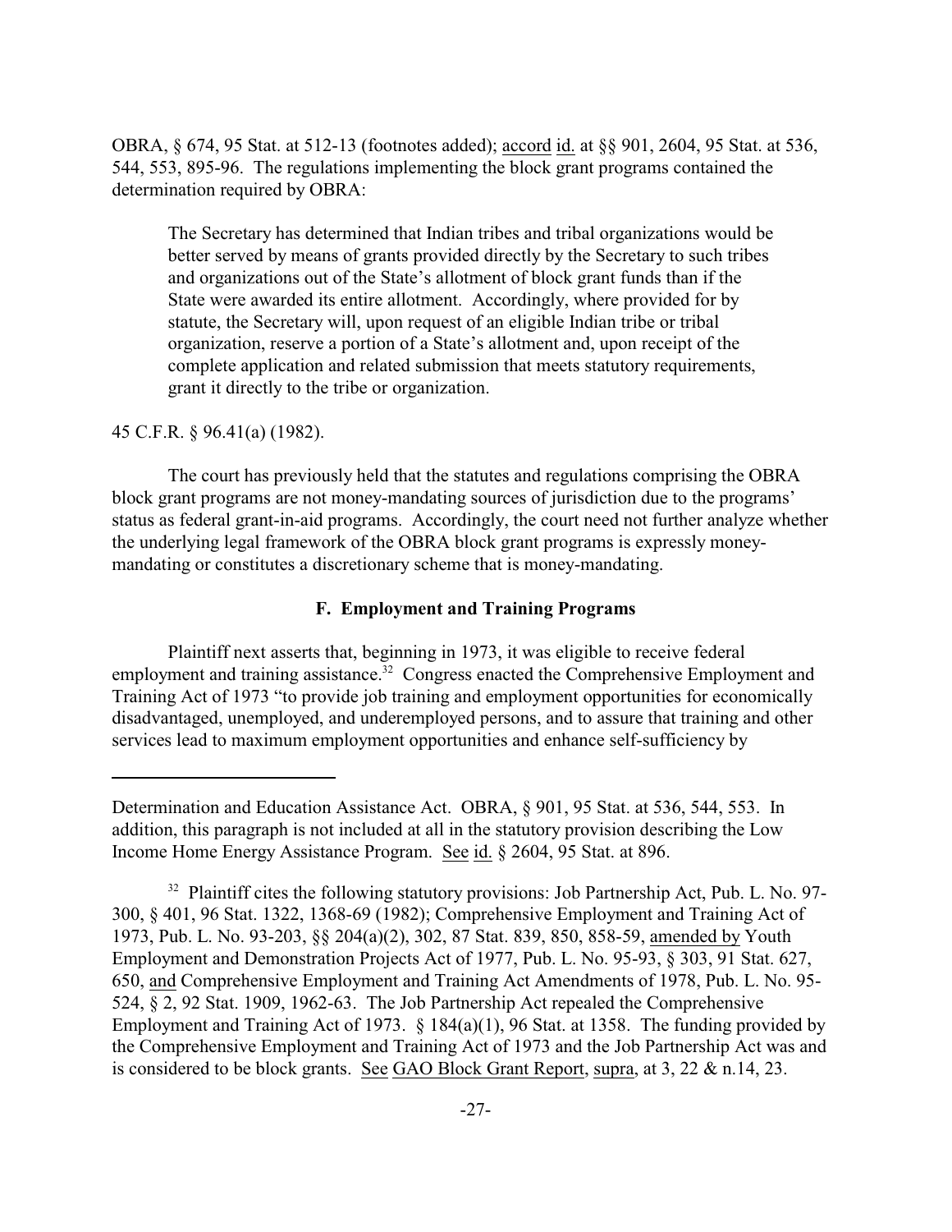OBRA, § 674, 95 Stat. at 512-13 (footnotes added); accord id. at §§ 901, 2604, 95 Stat. at 536, 544, 553, 895-96. The regulations implementing the block grant programs contained the determination required by OBRA:

> The Secretary has determined that Indian tribes and tribal organizations would be better served by means of grants provided directly by the Secretary to such tribes and organizations out of the State's allotment of block grant funds than if the State were awarded its entire allotment. Accordingly, where provided for by statute, the Secretary will, upon request of an eligible Indian tribe or tribal organization, reserve a portion of a State's allotment and, upon receipt of the complete application and related submission that meets statutory requirements, grant it directly to the tribe or organization.

45 C.F.R. § 96.41(a) (1982).

The court has previously held that the statutes and regulations comprising the OBRA block grant programs are not money-mandating sources of jurisdiction due to the programs' status as federal grant-in-aid programs. Accordingly, the court need not further analyze whether the underlying legal framework of the OBRA block grant programs is expressly money-mandating or constitutes a discretionary scheme that is money-mandating.

### F. Employment and Training Programs

Plaintiff next asserts that, beginning in 1973, it was eligible to receive federal employment and training assistance.[32] Congress enacted the Comprehensive Employment and Training Act of 1973 "to provide job training and employment opportunities for economically disadvantaged, unemployed, and underemployed persons, and to assure that training and other services lead to maximum employment opportunities and enhance self-sufficiency by

---

Determination and Education Assistance Act. OBRA, § 901, 95 Stat. at 536, 544, 553. In addition, this paragraph is not included at all in the statutory provision describing the Low Income Home Energy Assistance Program. See id. § 2604, 95 Stat. at 896.

[32] Plaintiff cites the following statutory provisions: Job Partnership Act, Pub. L. No. 97-300, § 401, 96 Stat. 1322, 1368-69 (1982); Comprehensive Employment and Training Act of 1973, Pub. L. No. 93-203, §§ 204(a)(2), 302, 87 Stat. 839, 850, 858-59, amended by Youth Employment and Demonstration Projects Act of 1977, Pub. L. No. 95-93, § 303, 91 Stat. 627, 650, and Comprehensive Employment and Training Act Amendments of 1978, Pub. L. No. 95-524, § 2, 92 Stat. 1909, 1962-63. The Job Partnership Act repealed the Comprehensive Employment and Training Act of 1973. § 184(a)(1), 96 Stat. at 1358. The funding provided by the Comprehensive Employment and Training Act of 1973 and the Job Partnership Act was and is considered to be block grants. See GAO Block Grant Report, supra, at 3, 22 & n.14, 23.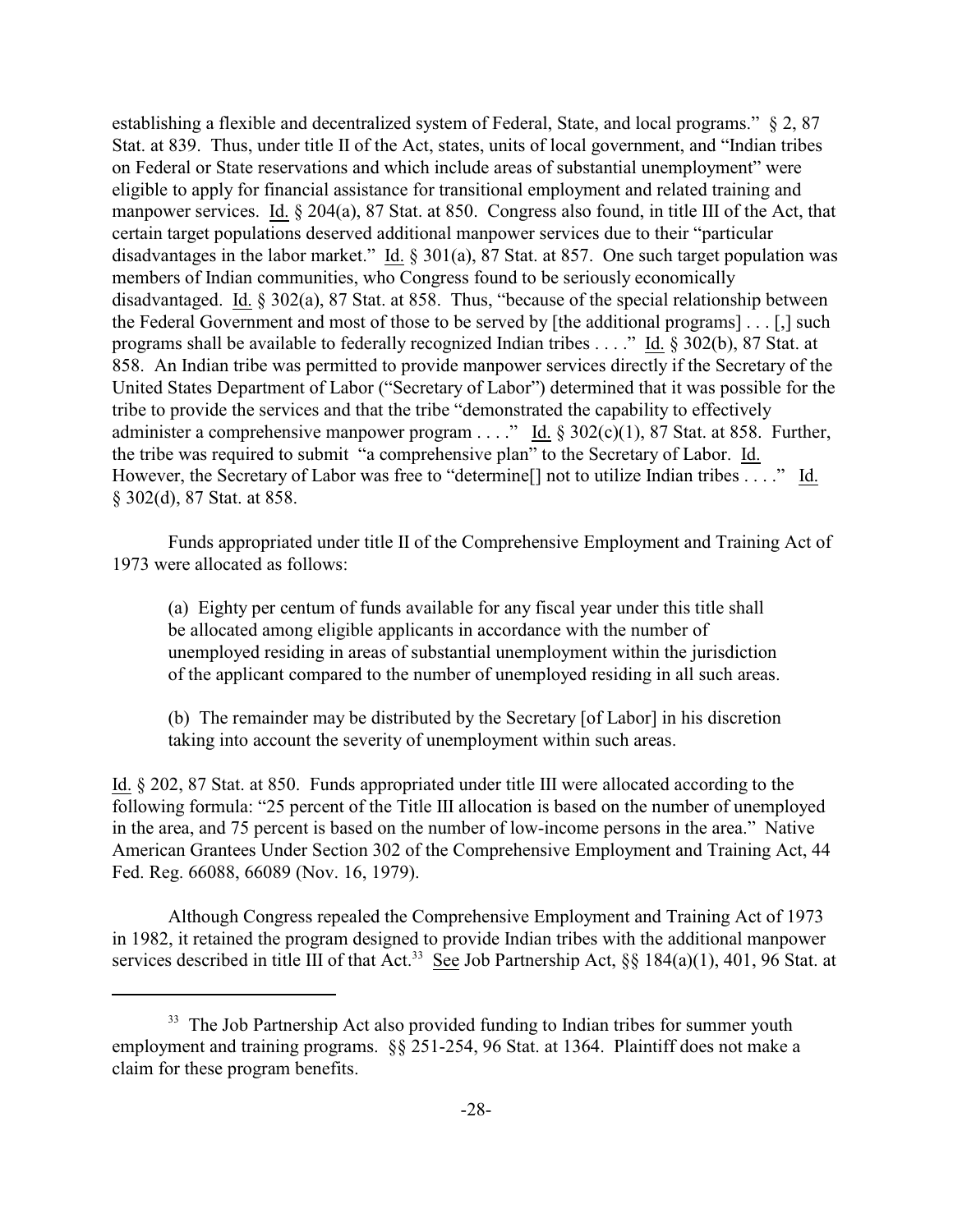establishing a flexible and decentralized system of Federal, State, and local programs." § 2, 87 Stat. at 839. Thus, under title II of the Act, states, units of local government, and "Indian tribes on Federal or State reservations and which include areas of substantial unemployment" were eligible to apply for financial assistance for transitional employment and related training and manpower services. Id. § 204(a), 87 Stat. at 850. Congress also found, in title III of the Act, that certain target populations deserved additional manpower services due to their "particular disadvantages in the labor market." Id. § 301(a), 87 Stat. at 857. One such target population was members of Indian communities, who Congress found to be seriously economically disadvantaged. Id. § 302(a), 87 Stat. at 858. Thus, "because of the special relationship between the Federal Government and most of those to be served by [the additional programs] . . . [,] such programs shall be available to federally recognized Indian tribes . . . ." Id. § 302(b), 87 Stat. at 858. An Indian tribe was permitted to provide manpower services directly if the Secretary of the United States Department of Labor ("Secretary of Labor") determined that it was possible for the tribe to provide the services and that the tribe "demonstrated the capability to effectively administer a comprehensive manpower program . . . ." Id. § 302(c)(1), 87 Stat. at 858. Further, the tribe was required to submit "a comprehensive plan" to the Secretary of Labor. Id. However, the Secretary of Labor was free to "determine[] not to utilize Indian tribes . . . ." Id. § 302(d), 87 Stat. at 858.

Funds appropriated under title II of the Comprehensive Employment and Training Act of 1973 were allocated as follows:

> (a) Eighty per centum of funds available for any fiscal year under this title shall be allocated among eligible applicants in accordance with the number of unemployed residing in areas of substantial unemployment within the jurisdiction of the applicant compared to the number of unemployed residing in all such areas.
>
> (b) The remainder may be distributed by the Secretary [of Labor] in his discretion taking into account the severity of unemployment within such areas.

Id. § 202, 87 Stat. at 850. Funds appropriated under title III were allocated according to the following formula: "25 percent of the Title III allocation is based on the number of unemployed in the area, and 75 percent is based on the number of low-income persons in the area." Native American Grantees Under Section 302 of the Comprehensive Employment and Training Act, 44 Fed. Reg. 66088, 66089 (Nov. 16, 1979).

Although Congress repealed the Comprehensive Employment and Training Act of 1973 in 1982, it retained the program designed to provide Indian tribes with the additional manpower services described in title III of that Act.[33] See Job Partnership Act, §§ 184(a)(1), 401, 96 Stat. at

[33] The Job Partnership Act also provided funding to Indian tribes for summer youth employment and training programs. §§ 251-254, 96 Stat. at 1364. Plaintiff does not make a claim for these program benefits.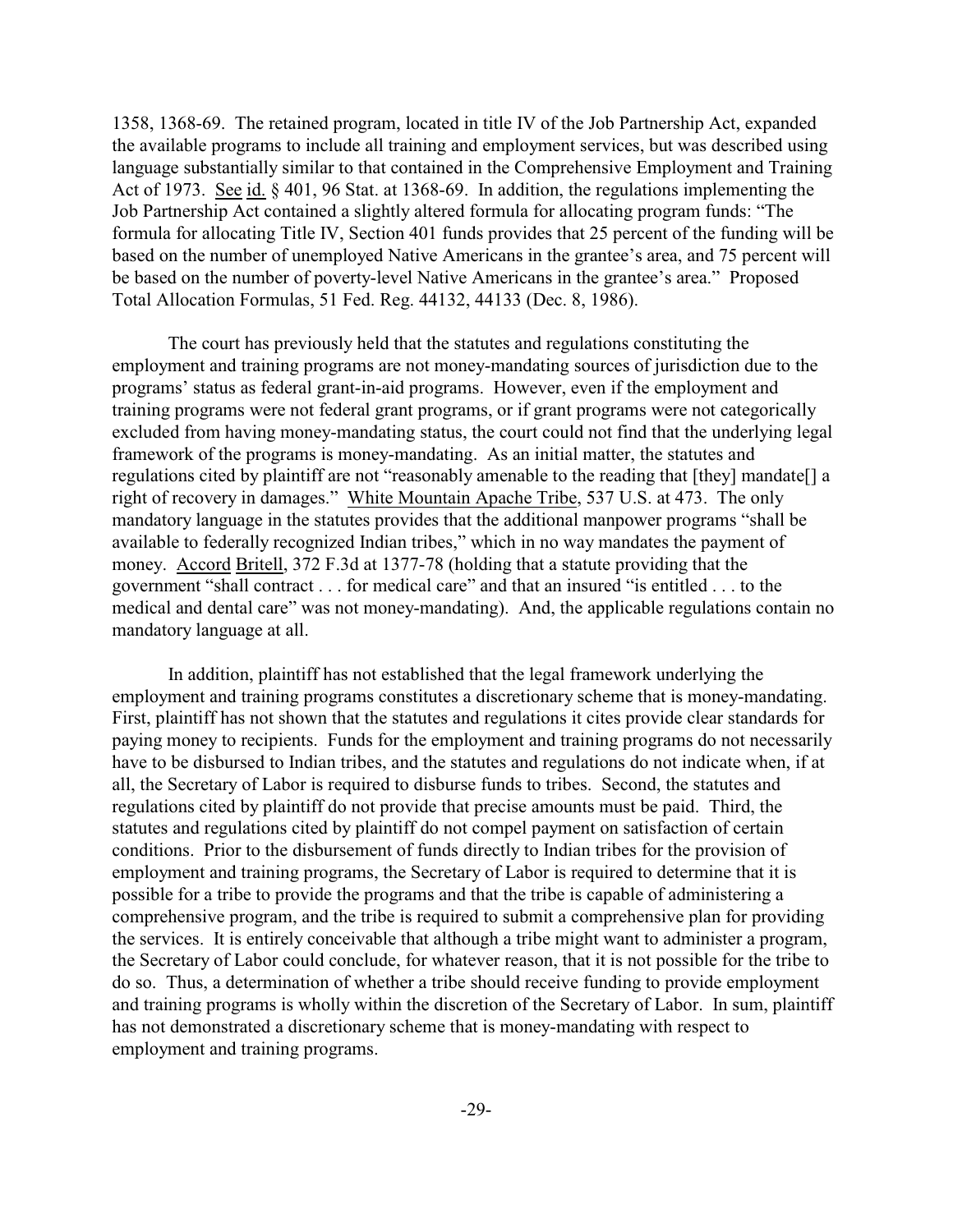1358, 1368-69. The retained program, located in title IV of the Job Partnership Act, expanded the available programs to include all training and employment services, but was described using language substantially similar to that contained in the Comprehensive Employment and Training Act of 1973. See id. § 401, 96 Stat. at 1368-69. In addition, the regulations implementing the Job Partnership Act contained a slightly altered formula for allocating program funds: "The formula for allocating Title IV, Section 401 funds provides that 25 percent of the funding will be based on the number of unemployed Native Americans in the grantee's area, and 75 percent will be based on the number of poverty-level Native Americans in the grantee's area." Proposed Total Allocation Formulas, 51 Fed. Reg. 44132, 44133 (Dec. 8, 1986).

The court has previously held that the statutes and regulations constituting the employment and training programs are not money-mandating sources of jurisdiction due to the programs' status as federal grant-in-aid programs. However, even if the employment and training programs were not federal grant programs, or if grant programs were not categorically excluded from having money-mandating status, the court could not find that the underlying legal framework of the programs is money-mandating. As an initial matter, the statutes and regulations cited by plaintiff are not "reasonably amenable to the reading that [they] mandate[] a right of recovery in damages." White Mountain Apache Tribe, 537 U.S. at 473. The only mandatory language in the statutes provides that the additional manpower programs "shall be available to federally recognized Indian tribes," which in no way mandates the payment of money. Accord Britell, 372 F.3d at 1377-78 (holding that a statute providing that the government "shall contract . . . for medical care" and that an insured "is entitled . . . to the medical and dental care" was not money-mandating). And, the applicable regulations contain no mandatory language at all.

In addition, plaintiff has not established that the legal framework underlying the employment and training programs constitutes a discretionary scheme that is money-mandating. First, plaintiff has not shown that the statutes and regulations it cites provide clear standards for paying money to recipients. Funds for the employment and training programs do not necessarily have to be disbursed to Indian tribes, and the statutes and regulations do not indicate when, if at all, the Secretary of Labor is required to disburse funds to tribes. Second, the statutes and regulations cited by plaintiff do not provide that precise amounts must be paid. Third, the statutes and regulations cited by plaintiff do not compel payment on satisfaction of certain conditions. Prior to the disbursement of funds directly to Indian tribes for the provision of employment and training programs, the Secretary of Labor is required to determine that it is possible for a tribe to provide the programs and that the tribe is capable of administering a comprehensive program, and the tribe is required to submit a comprehensive plan for providing the services. It is entirely conceivable that although a tribe might want to administer a program, the Secretary of Labor could conclude, for whatever reason, that it is not possible for the tribe to do so. Thus, a determination of whether a tribe should receive funding to provide employment and training programs is wholly within the discretion of the Secretary of Labor. In sum, plaintiff has not demonstrated a discretionary scheme that is money-mandating with respect to employment and training programs.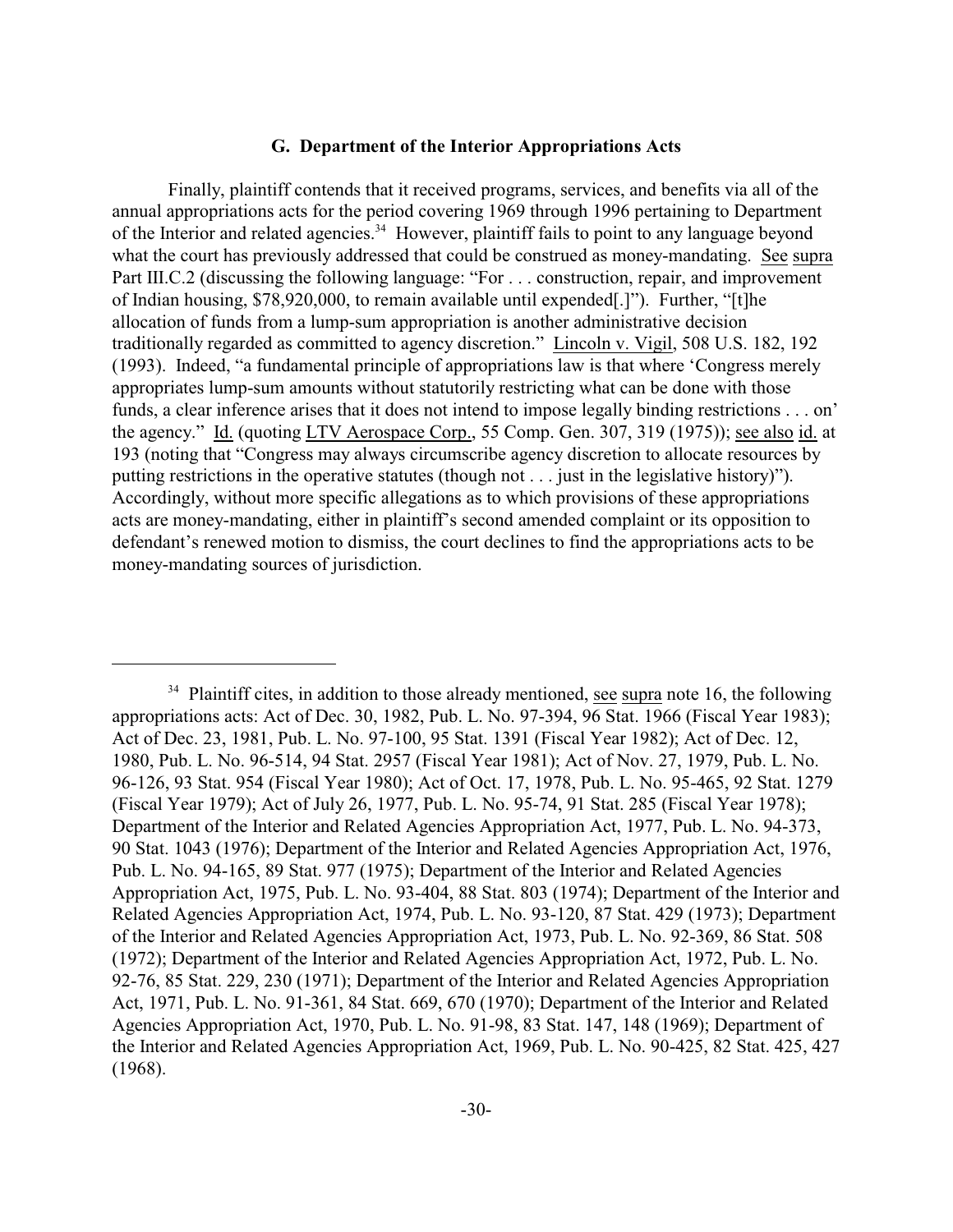### G. Department of the Interior Appropriations Acts

Finally, plaintiff contends that it received programs, services, and benefits via all of the annual appropriations acts for the period covering 1969 through 1996 pertaining to Department of the Interior and related agencies.[34] However, plaintiff fails to point to any language beyond what the court has previously addressed that could be construed as money-mandating. See supra Part III.C.2 (discussing the following language: "For . . . construction, repair, and improvement of Indian housing, $78,920,000, to remain available until expended[.]"). Further, "[t]he allocation of funds from a lump-sum appropriation is another administrative decision traditionally regarded as committed to agency discretion." Lincoln v. Vigil, 508 U.S. 182, 192 (1993). Indeed, "a fundamental principle of appropriations law is that where 'Congress merely appropriates lump-sum amounts without statutorily restricting what can be done with those funds, a clear inference arises that it does not intend to impose legally binding restrictions . . . on' the agency." Id. (quoting LTV Aerospace Corp., 55 Comp. Gen. 307, 319 (1975)); see also id. at 193 (noting that "Congress may always circumscribe agency discretion to allocate resources by putting restrictions in the operative statutes (though not . . . just in the legislative history)"). Accordingly, without more specific allegations as to which provisions of these appropriations acts are money-mandating, either in plaintiff's second amended complaint or its opposition to defendant's renewed motion to dismiss, the court declines to find the appropriations acts to be money-mandating sources of jurisdiction.

---

[34] Plaintiff cites, in addition to those already mentioned, see supra note 16, the following appropriations acts: Act of Dec. 30, 1982, Pub. L. No. 97-394, 96 Stat. 1966 (Fiscal Year 1983); Act of Dec. 23, 1981, Pub. L. No. 97-100, 95 Stat. 1391 (Fiscal Year 1982); Act of Dec. 12, 1980, Pub. L. No. 96-514, 94 Stat. 2957 (Fiscal Year 1981); Act of Nov. 27, 1979, Pub. L. No. 96-126, 93 Stat. 954 (Fiscal Year 1980); Act of Oct. 17, 1978, Pub. L. No. 95-465, 92 Stat. 1279 (Fiscal Year 1979); Act of July 26, 1977, Pub. L. No. 95-74, 91 Stat. 285 (Fiscal Year 1978); Department of the Interior and Related Agencies Appropriation Act, 1977, Pub. L. No. 94-373, 90 Stat. 1043 (1976); Department of the Interior and Related Agencies Appropriation Act, 1976, Pub. L. No. 94-165, 89 Stat. 977 (1975); Department of the Interior and Related Agencies Appropriation Act, 1975, Pub. L. No. 93-404, 88 Stat. 803 (1974); Department of the Interior and Related Agencies Appropriation Act, 1974, Pub. L. No. 93-120, 87 Stat. 429 (1973); Department of the Interior and Related Agencies Appropriation Act, 1973, Pub. L. No. 92-369, 86 Stat. 508 (1972); Department of the Interior and Related Agencies Appropriation Act, 1972, Pub. L. No. 92-76, 85 Stat. 229, 230 (1971); Department of the Interior and Related Agencies Appropriation Act, 1971, Pub. L. No. 91-361, 84 Stat. 669, 670 (1970); Department of the Interior and Related Agencies Appropriation Act, 1970, Pub. L. No. 91-98, 83 Stat. 147, 148 (1969); Department of the Interior and Related Agencies Appropriation Act, 1969, Pub. L. No. 90-425, 82 Stat. 425, 427 (1968).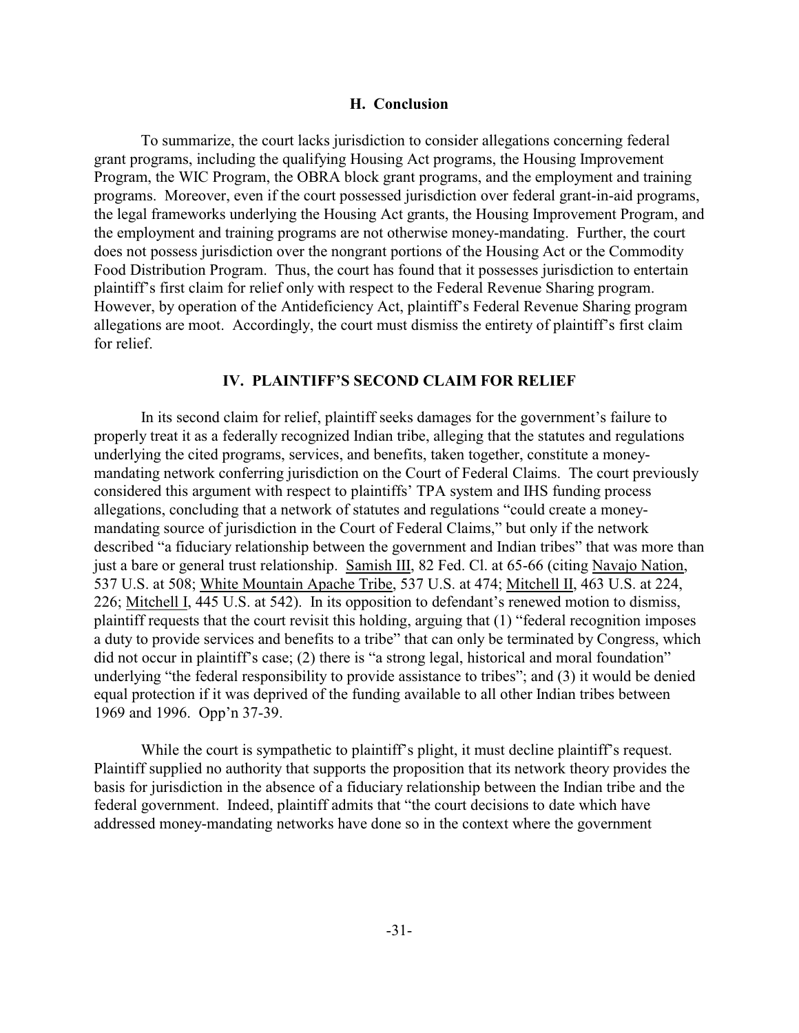### H. Conclusion

To summarize, the court lacks jurisdiction to consider allegations concerning federal grant programs, including the qualifying Housing Act programs, the Housing Improvement Program, the WIC Program, the OBRA block grant programs, and the employment and training programs. Moreover, even if the court possessed jurisdiction over federal grant-in-aid programs, the legal frameworks underlying the Housing Act grants, the Housing Improvement Program, and the employment and training programs are not otherwise money-mandating. Further, the court does not possess jurisdiction over the nongrant portions of the Housing Act or the Commodity Food Distribution Program. Thus, the court has found that it possesses jurisdiction to entertain plaintiff's first claim for relief only with respect to the Federal Revenue Sharing program. However, by operation of the Antideficiency Act, plaintiff's Federal Revenue Sharing program allegations are moot. Accordingly, the court must dismiss the entirety of plaintiff's first claim for relief.

## IV. PLAINTIFF'S SECOND CLAIM FOR RELIEF

In its second claim for relief, plaintiff seeks damages for the government's failure to properly treat it as a federally recognized Indian tribe, alleging that the statutes and regulations underlying the cited programs, services, and benefits, taken together, constitute a money-mandating network conferring jurisdiction on the Court of Federal Claims. The court previously considered this argument with respect to plaintiffs' TPA system and IHS funding process allegations, concluding that a network of statutes and regulations "could create a money-mandating source of jurisdiction in the Court of Federal Claims," but only if the network described "a fiduciary relationship between the government and Indian tribes" that was more than just a bare or general trust relationship. Samish III, 82 Fed. Cl. at 65-66 (citing Navajo Nation, 537 U.S. at 508; White Mountain Apache Tribe, 537 U.S. at 474; Mitchell II, 463 U.S. at 224, 226; Mitchell I, 445 U.S. at 542). In its opposition to defendant's renewed motion to dismiss, plaintiff requests that the court revisit this holding, arguing that (1) "federal recognition imposes a duty to provide services and benefits to a tribe" that can only be terminated by Congress, which did not occur in plaintiff's case; (2) there is "a strong legal, historical and moral foundation" underlying "the federal responsibility to provide assistance to tribes"; and (3) it would be denied equal protection if it was deprived of the funding available to all other Indian tribes between 1969 and 1996. Opp'n 37-39.

While the court is sympathetic to plaintiff's plight, it must decline plaintiff's request. Plaintiff supplied no authority that supports the proposition that its network theory provides the basis for jurisdiction in the absence of a fiduciary relationship between the Indian tribe and the federal government. Indeed, plaintiff admits that "the court decisions to date which have addressed money-mandating networks have done so in the context where the government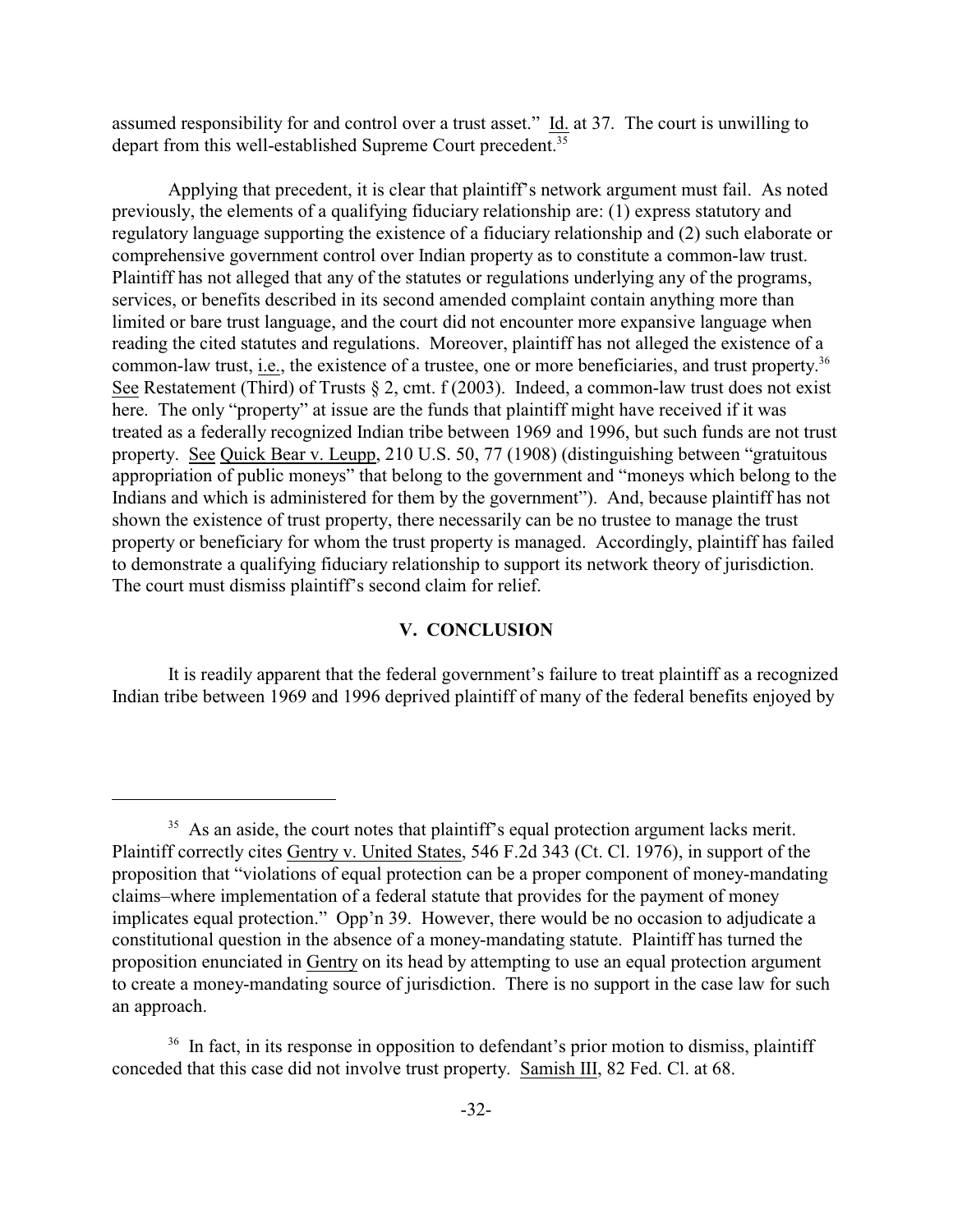assumed responsibility for and control over a trust asset." Id. at 37. The court is unwilling to depart from this well-established Supreme Court precedent.[35]

Applying that precedent, it is clear that plaintiff's network argument must fail. As noted previously, the elements of a qualifying fiduciary relationship are: (1) express statutory and regulatory language supporting the existence of a fiduciary relationship and (2) such elaborate or comprehensive government control over Indian property as to constitute a common-law trust. Plaintiff has not alleged that any of the statutes or regulations underlying any of the programs, services, or benefits described in its second amended complaint contain anything more than limited or bare trust language, and the court did not encounter more expansive language when reading the cited statutes and regulations. Moreover, plaintiff has not alleged the existence of a common-law trust, i.e., the existence of a trustee, one or more beneficiaries, and trust property.[36] See Restatement (Third) of Trusts § 2, cmt. f (2003). Indeed, a common-law trust does not exist here. The only "property" at issue are the funds that plaintiff might have received if it was treated as a federally recognized Indian tribe between 1969 and 1996, but such funds are not trust property. See Quick Bear v. Leupp, 210 U.S. 50, 77 (1908) (distinguishing between "gratuitous appropriation of public moneys" that belong to the government and "moneys which belong to the Indians and which is administered for them by the government"). And, because plaintiff has not shown the existence of trust property, there necessarily can be no trustee to manage the trust property or beneficiary for whom the trust property is managed. Accordingly, plaintiff has failed to demonstrate a qualifying fiduciary relationship to support its network theory of jurisdiction. The court must dismiss plaintiff's second claim for relief.

## V. CONCLUSION

It is readily apparent that the federal government's failure to treat plaintiff as a recognized Indian tribe between 1969 and 1996 deprived plaintiff of many of the federal benefits enjoyed by

---

[35] As an aside, the court notes that plaintiff's equal protection argument lacks merit. Plaintiff correctly cites Gentry v. United States, 546 F.2d 343 (Ct. Cl. 1976), in support of the proposition that "violations of equal protection can be a proper component of money-mandating claims–where implementation of a federal statute that provides for the payment of money implicates equal protection." Opp'n 39. However, there would be no occasion to adjudicate a constitutional question in the absence of a money-mandating statute. Plaintiff has turned the proposition enunciated in Gentry on its head by attempting to use an equal protection argument to create a money-mandating source of jurisdiction. There is no support in the case law for such an approach.

[36] In fact, in its response in opposition to defendant's prior motion to dismiss, plaintiff conceded that this case did not involve trust property. Samish III, 82 Fed. Cl. at 68.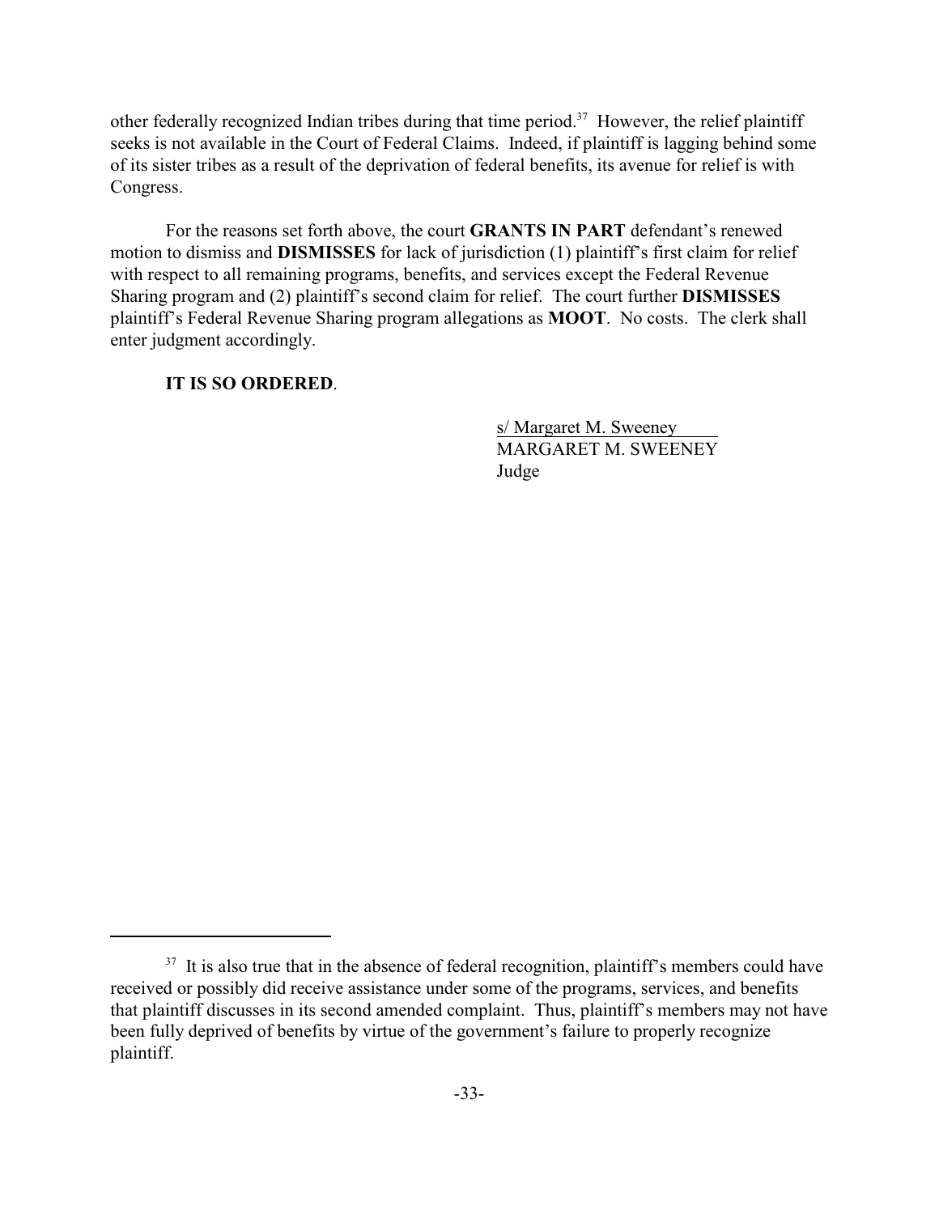other federally recognized Indian tribes during that time period.[37] However, the relief plaintiff seeks is not available in the Court of Federal Claims. Indeed, if plaintiff is lagging behind some of its sister tribes as a result of the deprivation of federal benefits, its avenue for relief is with Congress.

For the reasons set forth above, the court **GRANTS IN PART** defendant's renewed motion to dismiss and **DISMISSES** for lack of jurisdiction (1) plaintiff's first claim for relief with respect to all remaining programs, benefits, and services except the Federal Revenue Sharing program and (2) plaintiff's second claim for relief. The court further **DISMISSES** plaintiff's Federal Revenue Sharing program allegations as **MOOT**. No costs. The clerk shall enter judgment accordingly.

**IT IS SO ORDERED**.

s/ Margaret M. Sweeney
MARGARET M. SWEENEY
Judge

---

[37] It is also true that in the absence of federal recognition, plaintiff's members could have received or possibly did receive assistance under some of the programs, services, and benefits that plaintiff discusses in its second amended complaint. Thus, plaintiff's members may not have been fully deprived of benefits by virtue of the government's failure to properly recognize plaintiff.